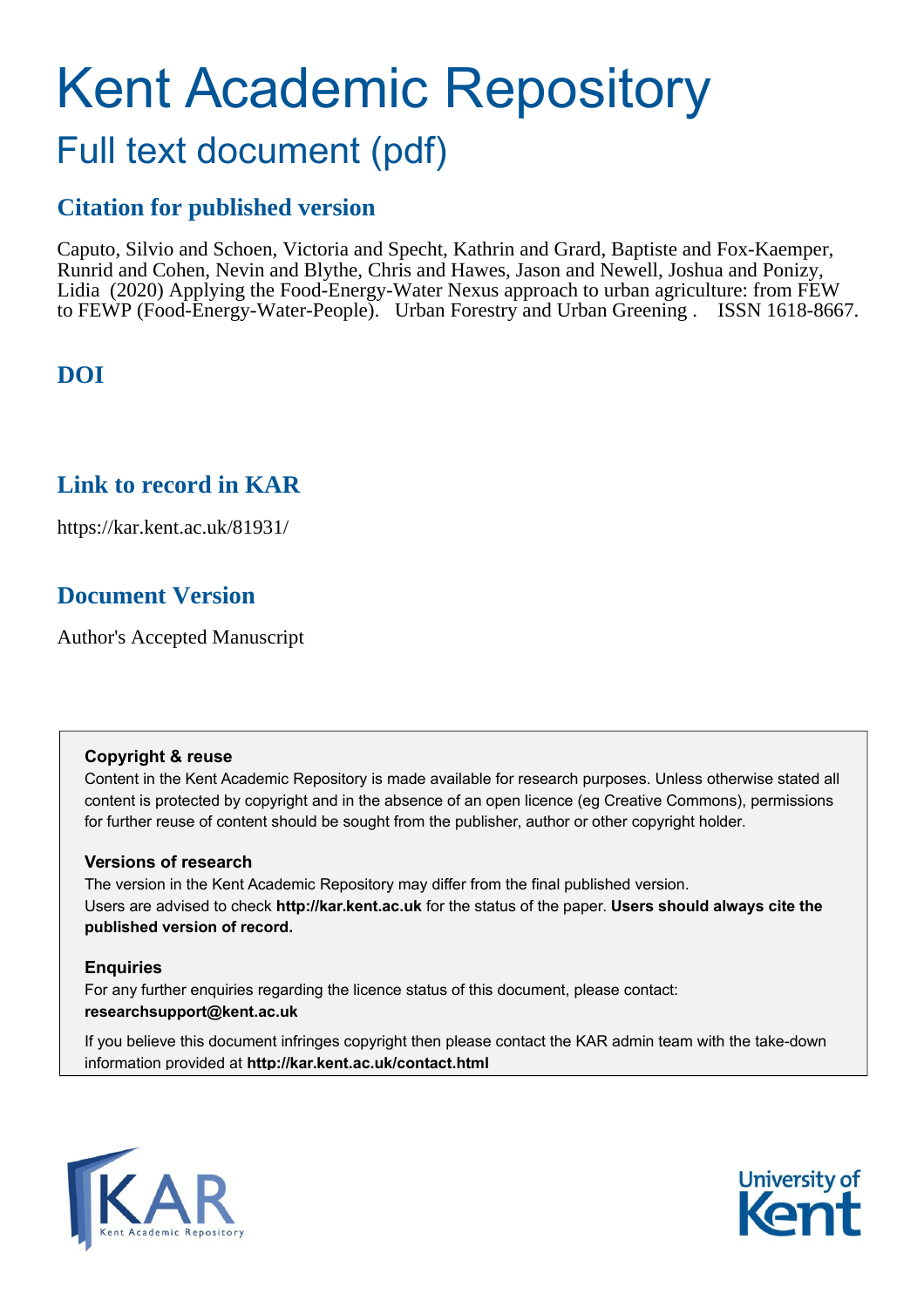# Kent Academic Repository

## Full text document (pdf)

### Citation for published version

Caputo, Silvio and Schoen, Victoria and Specht, Kathrin and Grard, Baptiste and Fox-Kaemper, Runrid and Cohen, Nevin and Blythe, Chris and Hawes, Jason and Newell, Joshua and Ponizy, Lidia (2020) Applying the Food-Energy-Water Nexus approach to urban agriculture: from FEW to FEWP (Food-Energy-Water-People). Urban Forestry and Urban Greening . ISSN 1618-8667.

### DOI

### Link to record in KAR

https://kar.kent.ac.uk/81931/

### Document Version

Author's Accepted Manuscript

**Copyright & reuse**

Content in the Kent Academic Repository is made available for research purposes. Unless otherwise stated all content is protected by copyright and in the absence of an open licence (eg Creative Commons), permissions for further reuse of content should be sought from the publisher, author or other copyright holder.

**Versions of research**

The version in the Kent Academic Repository may differ from the final published version. Users are advised to check **http://kar.kent.ac.uk** for the status of the paper. **Users should always cite the published version of record.**

**Enquiries**

For any further enquiries regarding the licence status of this document, please contact: **researchsupport@kent.ac.uk**

If you believe this document infringes copyright then please contact the KAR admin team with the take-down information provided at **http://kar.kent.ac.uk/contact.html**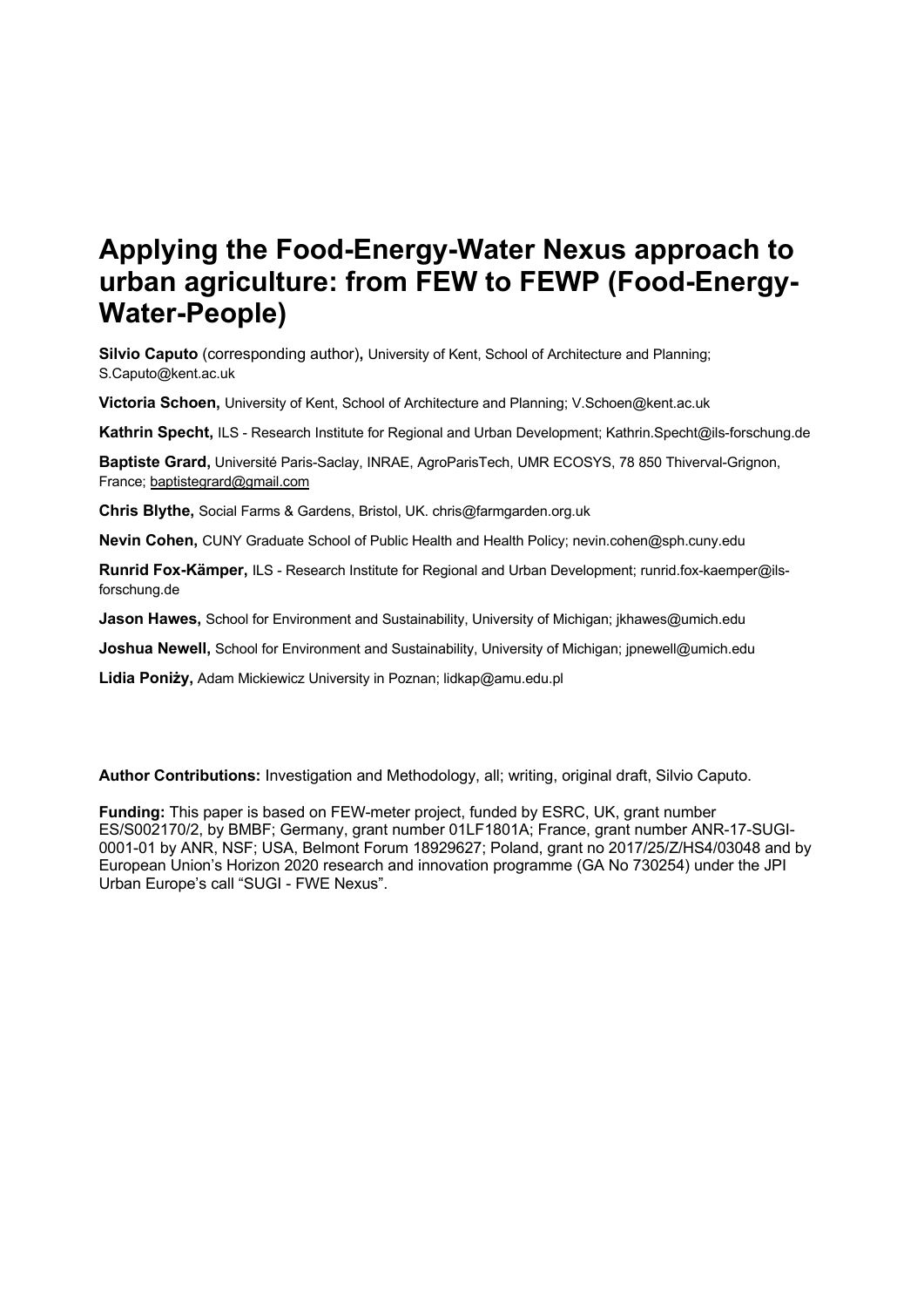# Applying the Food-Energy-Water Nexus approach to urban agriculture: from FEW to FEWP (Food-Energy-Water-People)

**Silvio Caputo** (corresponding author), University of Kent, School of Architecture and Planning; S.Caputo@kent.ac.uk

**Victoria Schoen,** University of Kent, School of Architecture and Planning; V.Schoen@kent.ac.uk

**Kathrin Specht,** ILS - Research Institute for Regional and Urban Development; Kathrin.Specht@ils-forschung.de

**Baptiste Grard,** Université Paris-Saclay, INRAE, AgroParisTech, UMR ECOSYS, 78 850 Thiverval-Grignon, France; baptistegrard@gmail.com

**Chris Blythe,** Social Farms & Gardens, Bristol, UK. chris@farmgarden.org.uk

**Nevin Cohen,** CUNY Graduate School of Public Health and Health Policy; nevin.cohen@sph.cuny.edu

**Runrid Fox-Kämper,** ILS - Research Institute for Regional and Urban Development; runrid.fox-kaemper@ils-forschung.de

**Jason Hawes,** School for Environment and Sustainability, University of Michigan; jkhawes@umich.edu

**Joshua Newell,** School for Environment and Sustainability, University of Michigan; jpnewell@umich.edu

**Lidia Poniży,** Adam Mickiewicz University in Poznan; lidkap@amu.edu.pl

**Author Contributions:** Investigation and Methodology, all; writing, original draft, Silvio Caputo.

**Funding:** This paper is based on FEW-meter project, funded by ESRC, UK, grant number ES/S002170/2, by BMBF; Germany, grant number 01LF1801A; France, grant number ANR-17-SUGI-0001-01 by ANR, NSF; USA, Belmont Forum 18929627; Poland, grant no 2017/25/Z/HS4/03048 and by European Union's Horizon 2020 research and innovation programme (GA No 730254) under the JPI Urban Europe's call "SUGI - FWE Nexus".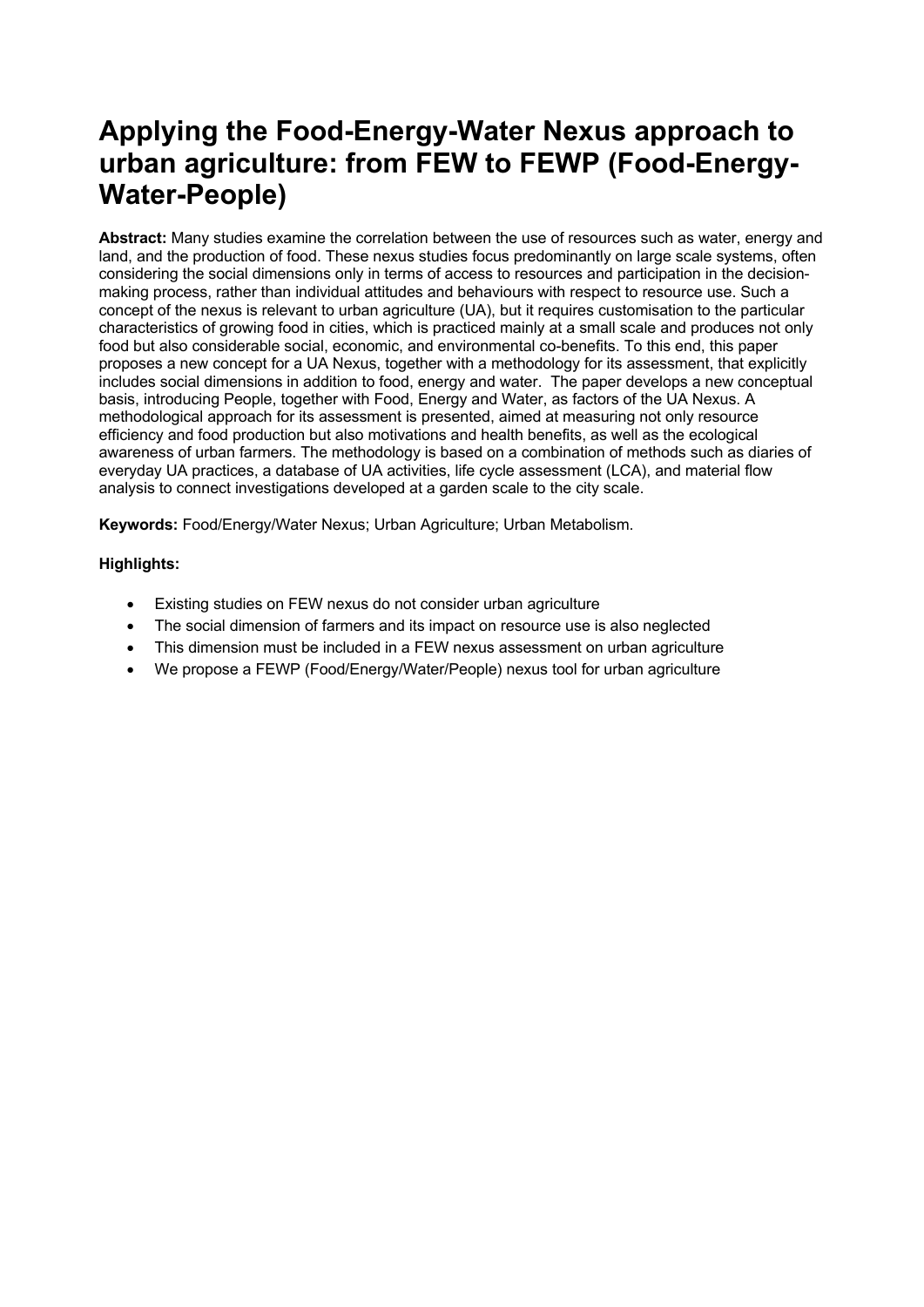# Applying the Food-Energy-Water Nexus approach to urban agriculture: from FEW to FEWP (Food-Energy-Water-People)

**Abstract:** Many studies examine the correlation between the use of resources such as water, energy and land, and the production of food. These nexus studies focus predominantly on large scale systems, often considering the social dimensions only in terms of access to resources and participation in the decision-making process, rather than individual attitudes and behaviours with respect to resource use. Such a concept of the nexus is relevant to urban agriculture (UA), but it requires customisation to the particular characteristics of growing food in cities, which is practiced mainly at a small scale and produces not only food but also considerable social, economic, and environmental co-benefits. To this end, this paper proposes a new concept for a UA Nexus, together with a methodology for its assessment, that explicitly includes social dimensions in addition to food, energy and water. The paper develops a new conceptual basis, introducing People, together with Food, Energy and Water, as factors of the UA Nexus. A methodological approach for its assessment is presented, aimed at measuring not only resource efficiency and food production but also motivations and health benefits, as well as the ecological awareness of urban farmers. The methodology is based on a combination of methods such as diaries of everyday UA practices, a database of UA activities, life cycle assessment (LCA), and material flow analysis to connect investigations developed at a garden scale to the city scale.

**Keywords:** Food/Energy/Water Nexus; Urban Agriculture; Urban Metabolism.

**Highlights:**

- Existing studies on FEW nexus do not consider urban agriculture
- The social dimension of farmers and its impact on resource use is also neglected
- This dimension must be included in a FEW nexus assessment on urban agriculture
- We propose a FEWP (Food/Energy/Water/People) nexus tool for urban agriculture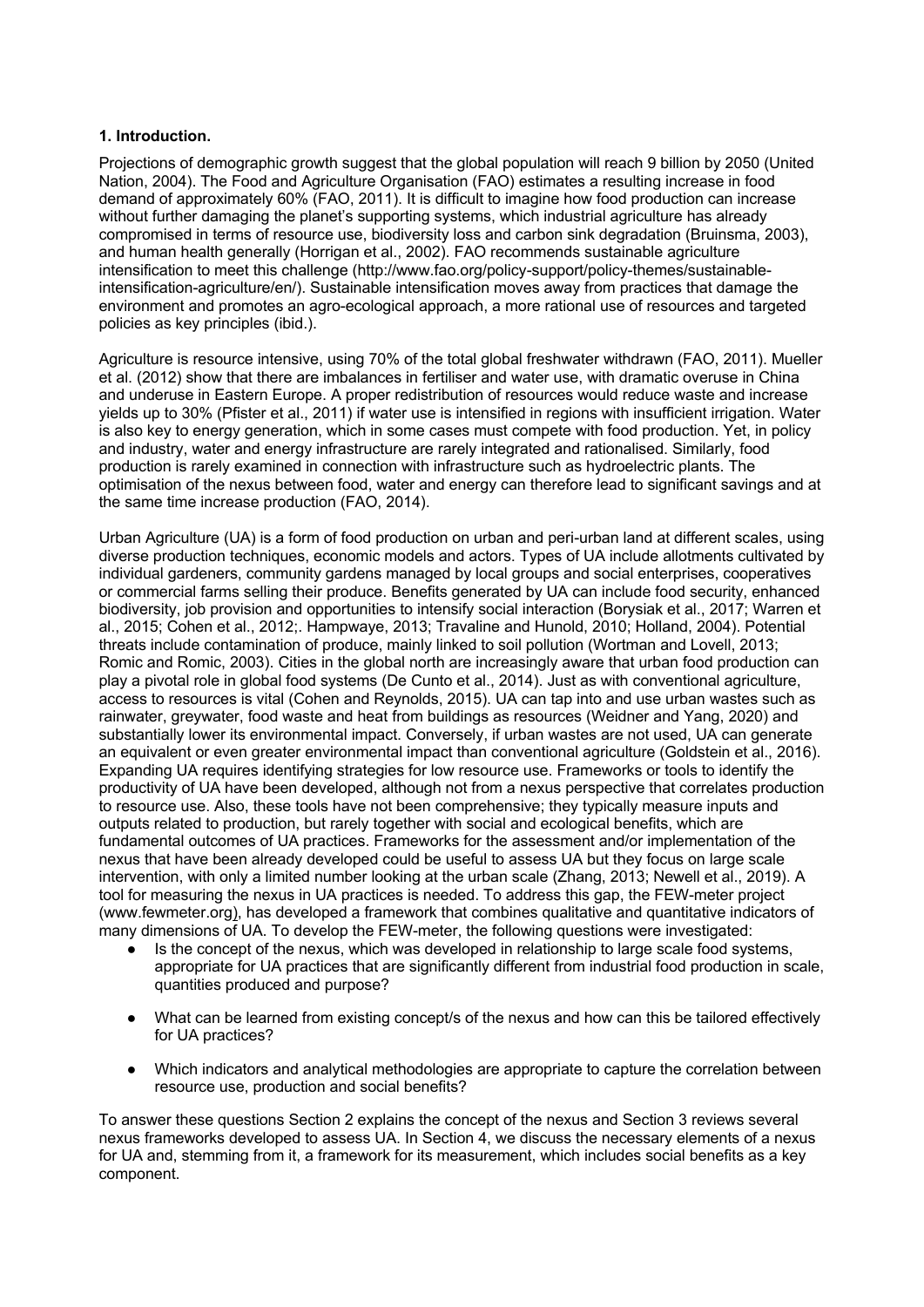## 1. Introduction.

Projections of demographic growth suggest that the global population will reach 9 billion by 2050 (United Nation, 2004). The Food and Agriculture Organisation (FAO) estimates a resulting increase in food demand of approximately 60% (FAO, 2011). It is difficult to imagine how food production can increase without further damaging the planet's supporting systems, which industrial agriculture has already compromised in terms of resource use, biodiversity loss and carbon sink degradation (Bruinsma, 2003), and human health generally (Horrigan et al., 2002). FAO recommends sustainable agriculture intensification to meet this challenge (http://www.fao.org/policy-support/policy-themes/sustainable-intensification-agriculture/en/). Sustainable intensification moves away from practices that damage the environment and promotes an agro-ecological approach, a more rational use of resources and targeted policies as key principles (ibid.).

Agriculture is resource intensive, using 70% of the total global freshwater withdrawn (FAO, 2011). Mueller et al. (2012) show that there are imbalances in fertiliser and water use, with dramatic overuse in China and underuse in Eastern Europe. A proper redistribution of resources would reduce waste and increase yields up to 30% (Pfister et al., 2011) if water use is intensified in regions with insufficient irrigation. Water is also key to energy generation, which in some cases must compete with food production. Yet, in policy and industry, water and energy infrastructure are rarely integrated and rationalised. Similarly, food production is rarely examined in connection with infrastructure such as hydroelectric plants. The optimisation of the nexus between food, water and energy can therefore lead to significant savings and at the same time increase production (FAO, 2014).

Urban Agriculture (UA) is a form of food production on urban and peri-urban land at different scales, using diverse production techniques, economic models and actors. Types of UA include allotments cultivated by individual gardeners, community gardens managed by local groups and social enterprises, cooperatives or commercial farms selling their produce. Benefits generated by UA can include food security, enhanced biodiversity, job provision and opportunities to intensify social interaction (Borysiak et al., 2017; Warren et al., 2015; Cohen et al., 2012;. Hampwaye, 2013; Travaline and Hunold, 2010; Holland, 2004). Potential threats include contamination of produce, mainly linked to soil pollution (Wortman and Lovell, 2013; Romic and Romic, 2003). Cities in the global north are increasingly aware that urban food production can play a pivotal role in global food systems (De Cunto et al., 2014). Just as with conventional agriculture, access to resources is vital (Cohen and Reynolds, 2015). UA can tap into and use urban wastes such as rainwater, greywater, food waste and heat from buildings as resources (Weidner and Yang, 2020) and substantially lower its environmental impact. Conversely, if urban wastes are not used, UA can generate an equivalent or even greater environmental impact than conventional agriculture (Goldstein et al., 2016). Expanding UA requires identifying strategies for low resource use. Frameworks or tools to identify the productivity of UA have been developed, although not from a nexus perspective that correlates production to resource use. Also, these tools have not been comprehensive; they typically measure inputs and outputs related to production, but rarely together with social and ecological benefits, which are fundamental outcomes of UA practices. Frameworks for the assessment and/or implementation of the nexus that have been already developed could be useful to assess UA but they focus on large scale intervention, with only a limited number looking at the urban scale (Zhang, 2013; Newell et al., 2019). A tool for measuring the nexus in UA practices is needed. To address this gap, the FEW-meter project (www.fewmeter.org), has developed a framework that combines qualitative and quantitative indicators of many dimensions of UA. To develop the FEW-meter, the following questions were investigated:

- Is the concept of the nexus, which was developed in relationship to large scale food systems, appropriate for UA practices that are significantly different from industrial food production in scale, quantities produced and purpose?
- What can be learned from existing concept/s of the nexus and how can this be tailored effectively for UA practices?
- Which indicators and analytical methodologies are appropriate to capture the correlation between resource use, production and social benefits?

To answer these questions Section 2 explains the concept of the nexus and Section 3 reviews several nexus frameworks developed to assess UA. In Section 4, we discuss the necessary elements of a nexus for UA and, stemming from it, a framework for its measurement, which includes social benefits as a key component.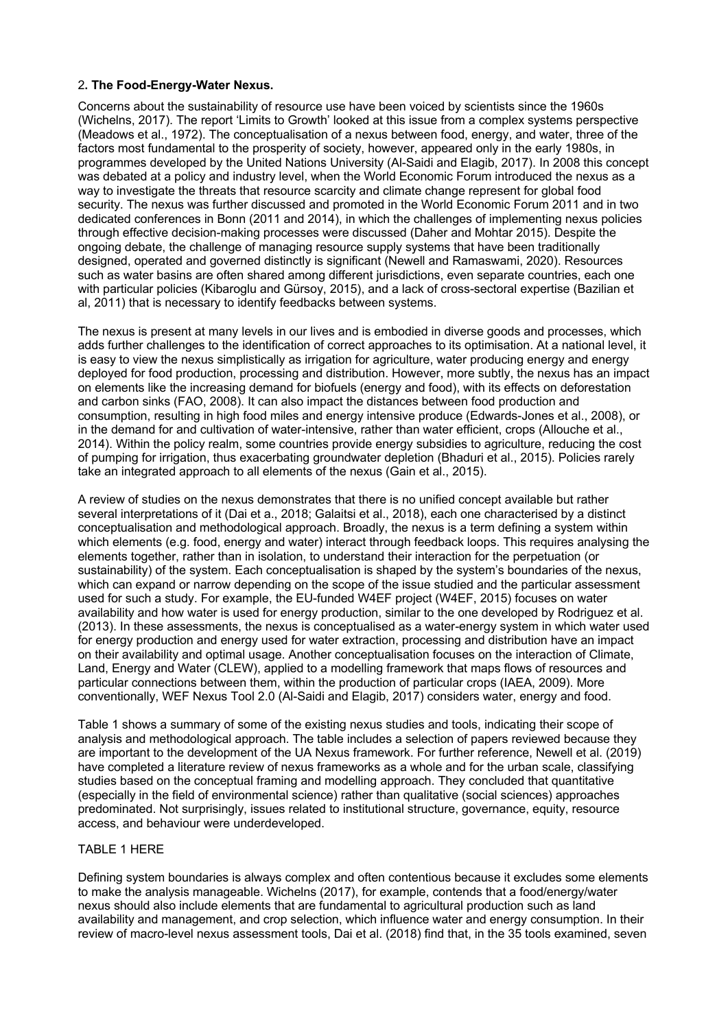## 2. The Food-Energy-Water Nexus.

Concerns about the sustainability of resource use have been voiced by scientists since the 1960s (Wichelns, 2017). The report 'Limits to Growth' looked at this issue from a complex systems perspective (Meadows et al., 1972). The conceptualisation of a nexus between food, energy, and water, three of the factors most fundamental to the prosperity of society, however, appeared only in the early 1980s, in programmes developed by the United Nations University (Al-Saidi and Elagib, 2017). In 2008 this concept was debated at a policy and industry level, when the World Economic Forum introduced the nexus as a way to investigate the threats that resource scarcity and climate change represent for global food security. The nexus was further discussed and promoted in the World Economic Forum 2011 and in two dedicated conferences in Bonn (2011 and 2014), in which the challenges of implementing nexus policies through effective decision-making processes were discussed (Daher and Mohtar 2015). Despite the ongoing debate, the challenge of managing resource supply systems that have been traditionally designed, operated and governed distinctly is significant (Newell and Ramaswami, 2020). Resources such as water basins are often shared among different jurisdictions, even separate countries, each one with particular policies (Kibaroglu and Gürsoy, 2015), and a lack of cross-sectoral expertise (Bazilian et al, 2011) that is necessary to identify feedbacks between systems.

The nexus is present at many levels in our lives and is embodied in diverse goods and processes, which adds further challenges to the identification of correct approaches to its optimisation. At a national level, it is easy to view the nexus simplistically as irrigation for agriculture, water producing energy and energy deployed for food production, processing and distribution. However, more subtly, the nexus has an impact on elements like the increasing demand for biofuels (energy and food), with its effects on deforestation and carbon sinks (FAO, 2008). It can also impact the distances between food production and consumption, resulting in high food miles and energy intensive produce (Edwards-Jones et al., 2008), or in the demand for and cultivation of water-intensive, rather than water efficient, crops (Allouche et al., 2014). Within the policy realm, some countries provide energy subsidies to agriculture, reducing the cost of pumping for irrigation, thus exacerbating groundwater depletion (Bhaduri et al., 2015). Policies rarely take an integrated approach to all elements of the nexus (Gain et al., 2015).

A review of studies on the nexus demonstrates that there is no unified concept available but rather several interpretations of it (Dai et a., 2018; Galaitsi et al., 2018), each one characterised by a distinct conceptualisation and methodological approach. Broadly, the nexus is a term defining a system within which elements (e.g. food, energy and water) interact through feedback loops. This requires analysing the elements together, rather than in isolation, to understand their interaction for the perpetuation (or sustainability) of the system. Each conceptualisation is shaped by the system's boundaries of the nexus, which can expand or narrow depending on the scope of the issue studied and the particular assessment used for such a study. For example, the EU-funded W4EF project (W4EF, 2015) focuses on water availability and how water is used for energy production, similar to the one developed by Rodriguez et al. (2013). In these assessments, the nexus is conceptualised as a water-energy system in which water used for energy production and energy used for water extraction, processing and distribution have an impact on their availability and optimal usage. Another conceptualisation focuses on the interaction of Climate, Land, Energy and Water (CLEW), applied to a modelling framework that maps flows of resources and particular connections between them, within the production of particular crops (IAEA, 2009). More conventionally, WEF Nexus Tool 2.0 (Al-Saidi and Elagib, 2017) considers water, energy and food.

Table 1 shows a summary of some of the existing nexus studies and tools, indicating their scope of analysis and methodological approach. The table includes a selection of papers reviewed because they are important to the development of the UA Nexus framework. For further reference, Newell et al. (2019) have completed a literature review of nexus frameworks as a whole and for the urban scale, classifying studies based on the conceptual framing and modelling approach. They concluded that quantitative (especially in the field of environmental science) rather than qualitative (social sciences) approaches predominated. Not surprisingly, issues related to institutional structure, governance, equity, resource access, and behaviour were underdeveloped.

TABLE 1 HERE

Defining system boundaries is always complex and often contentious because it excludes some elements to make the analysis manageable. Wichelns (2017), for example, contends that a food/energy/water nexus should also include elements that are fundamental to agricultural production such as land availability and management, and crop selection, which influence water and energy consumption. In their review of macro-level nexus assessment tools, Dai et al. (2018) find that, in the 35 tools examined, seven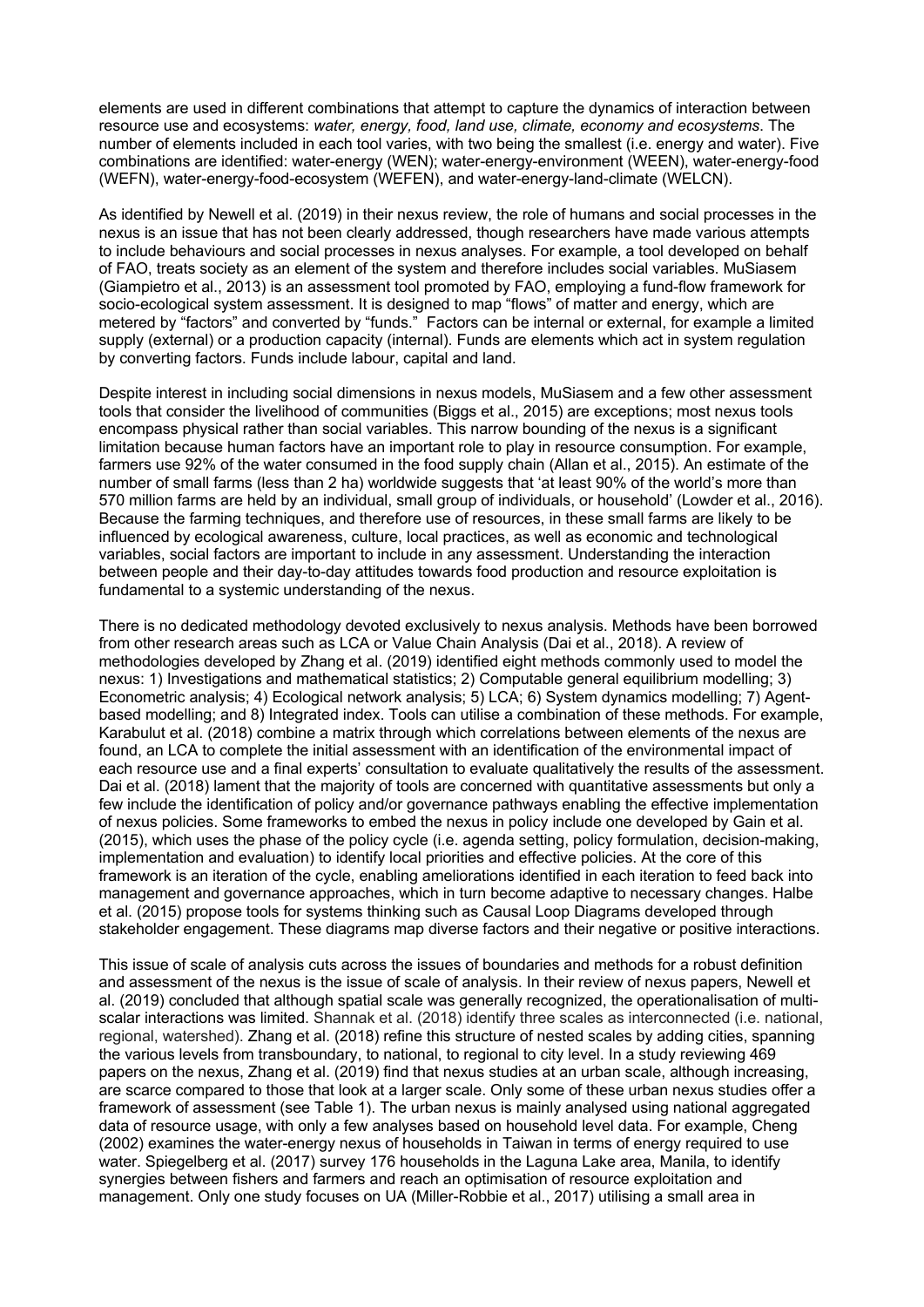elements are used in different combinations that attempt to capture the dynamics of interaction between resource use and ecosystems: *water, energy, food, land use, climate, economy and ecosystems*. The number of elements included in each tool varies, with two being the smallest (i.e. energy and water). Five combinations are identified: water-energy (WEN); water-energy-environment (WEEN), water-energy-food (WEFN), water-energy-food-ecosystem (WEFEN), and water-energy-land-climate (WELCN).

As identified by Newell et al. (2019) in their nexus review, the role of humans and social processes in the nexus is an issue that has not been clearly addressed, though researchers have made various attempts to include behaviours and social processes in nexus analyses. For example, a tool developed on behalf of FAO, treats society as an element of the system and therefore includes social variables. MuSiasem (Giampietro et al., 2013) is an assessment tool promoted by FAO, employing a fund-flow framework for socio-ecological system assessment. It is designed to map "flows" of matter and energy, which are metered by "factors" and converted by "funds." Factors can be internal or external, for example a limited supply (external) or a production capacity (internal). Funds are elements which act in system regulation by converting factors. Funds include labour, capital and land.

Despite interest in including social dimensions in nexus models, MuSiasem and a few other assessment tools that consider the livelihood of communities (Biggs et al., 2015) are exceptions; most nexus tools encompass physical rather than social variables. This narrow bounding of the nexus is a significant limitation because human factors have an important role to play in resource consumption. For example, farmers use 92% of the water consumed in the food supply chain (Allan et al., 2015). An estimate of the number of small farms (less than 2 ha) worldwide suggests that 'at least 90% of the world's more than 570 million farms are held by an individual, small group of individuals, or household' (Lowder et al., 2016). Because the farming techniques, and therefore use of resources, in these small farms are likely to be influenced by ecological awareness, culture, local practices, as well as economic and technological variables, social factors are important to include in any assessment. Understanding the interaction between people and their day-to-day attitudes towards food production and resource exploitation is fundamental to a systemic understanding of the nexus.

There is no dedicated methodology devoted exclusively to nexus analysis. Methods have been borrowed from other research areas such as LCA or Value Chain Analysis (Dai et al., 2018). A review of methodologies developed by Zhang et al. (2019) identified eight methods commonly used to model the nexus: 1) Investigations and mathematical statistics; 2) Computable general equilibrium modelling; 3) Econometric analysis; 4) Ecological network analysis; 5) LCA; 6) System dynamics modelling; 7) Agent-based modelling; and 8) Integrated index. Tools can utilise a combination of these methods. For example, Karabulut et al. (2018) combine a matrix through which correlations between elements of the nexus are found, an LCA to complete the initial assessment with an identification of the environmental impact of each resource use and a final experts' consultation to evaluate qualitatively the results of the assessment. Dai et al. (2018) lament that the majority of tools are concerned with quantitative assessments but only a few include the identification of policy and/or governance pathways enabling the effective implementation of nexus policies. Some frameworks to embed the nexus in policy include one developed by Gain et al. (2015), which uses the phase of the policy cycle (i.e. agenda setting, policy formulation, decision-making, implementation and evaluation) to identify local priorities and effective policies. At the core of this framework is an iteration of the cycle, enabling ameliorations identified in each iteration to feed back into management and governance approaches, which in turn become adaptive to necessary changes. Halbe et al. (2015) propose tools for systems thinking such as Causal Loop Diagrams developed through stakeholder engagement. These diagrams map diverse factors and their negative or positive interactions.

This issue of scale of analysis cuts across the issues of boundaries and methods for a robust definition and assessment of the nexus is the issue of scale of analysis. In their review of nexus papers, Newell et al. (2019) concluded that although spatial scale was generally recognized, the operationalisation of multi-scalar interactions was limited. Shannak et al. (2018) identify three scales as interconnected (i.e. national, regional, watershed). Zhang et al. (2018) refine this structure of nested scales by adding cities, spanning the various levels from transboundary, to national, to regional to city level. In a study reviewing 469 papers on the nexus, Zhang et al. (2019) find that nexus studies at an urban scale, although increasing, are scarce compared to those that look at a larger scale. Only some of these urban nexus studies offer a framework of assessment (see Table 1). The urban nexus is mainly analysed using national aggregated data of resource usage, with only a few analyses based on household level data. For example, Cheng (2002) examines the water-energy nexus of households in Taiwan in terms of energy required to use water. Spiegelberg et al. (2017) survey 176 households in the Laguna Lake area, Manila, to identify synergies between fishers and farmers and reach an optimisation of resource exploitation and management. Only one study focuses on UA (Miller-Robbie et al., 2017) utilising a small area in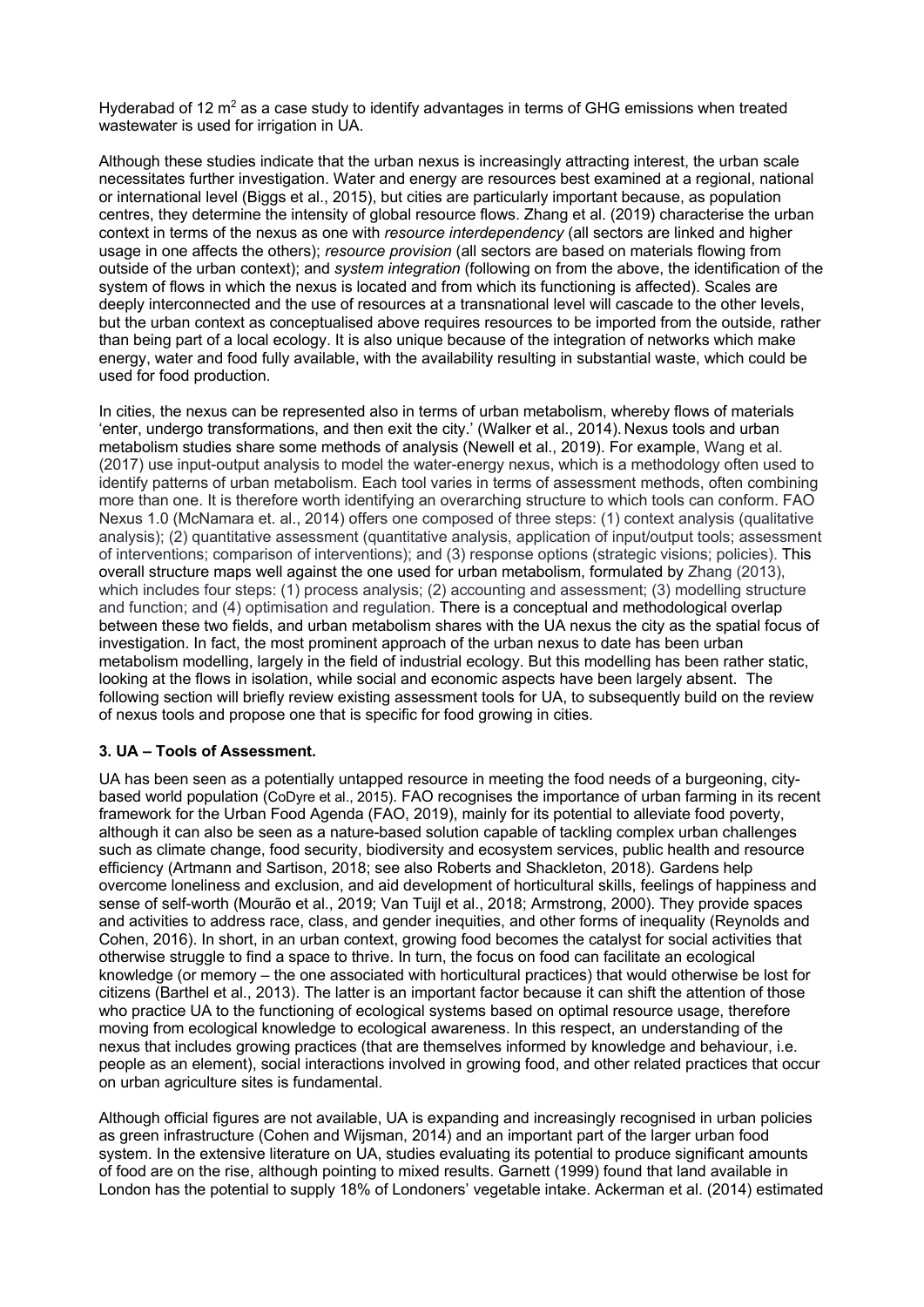Hyderabad of 12 $m^2$ as a case study to identify advantages in terms of GHG emissions when treated wastewater is used for irrigation in UA.

Although these studies indicate that the urban nexus is increasingly attracting interest, the urban scale necessitates further investigation. Water and energy are resources best examined at a regional, national or international level (Biggs et al., 2015), but cities are particularly important because, as population centres, they determine the intensity of global resource flows. Zhang et al. (2019) characterise the urban context in terms of the nexus as one with *resource interdependency* (all sectors are linked and higher usage in one affects the others); *resource provision* (all sectors are based on materials flowing from outside of the urban context); and *system integration* (following on from the above, the identification of the system of flows in which the nexus is located and from which its functioning is affected). Scales are deeply interconnected and the use of resources at a transnational level will cascade to the other levels, but the urban context as conceptualised above requires resources to be imported from the outside, rather than being part of a local ecology. It is also unique because of the integration of networks which make energy, water and food fully available, with the availability resulting in substantial waste, which could be used for food production.

In cities, the nexus can be represented also in terms of urban metabolism, whereby flows of materials 'enter, undergo transformations, and then exit the city.' (Walker et al., 2014). Nexus tools and urban metabolism studies share some methods of analysis (Newell et al., 2019). For example, Wang et al. (2017) use input-output analysis to model the water-energy nexus, which is a methodology often used to identify patterns of urban metabolism. Each tool varies in terms of assessment methods, often combining more than one. It is therefore worth identifying an overarching structure to which tools can conform. FAO Nexus 1.0 (McNamara et. al., 2014) offers one composed of three steps: (1) context analysis (qualitative analysis); (2) quantitative assessment (quantitative analysis, application of input/output tools; assessment of interventions; comparison of interventions); and (3) response options (strategic visions; policies). This overall structure maps well against the one used for urban metabolism, formulated by Zhang (2013), which includes four steps: (1) process analysis; (2) accounting and assessment; (3) modelling structure and function; and (4) optimisation and regulation. There is a conceptual and methodological overlap between these two fields, and urban metabolism shares with the UA nexus the city as the spatial focus of investigation. In fact, the most prominent approach of the urban nexus to date has been urban metabolism modelling, largely in the field of industrial ecology. But this modelling has been rather static, looking at the flows in isolation, while social and economic aspects have been largely absent. The following section will briefly review existing assessment tools for UA, to subsequently build on the review of nexus tools and propose one that is specific for food growing in cities.

### 3. UA – Tools of Assessment.

UA has been seen as a potentially untapped resource in meeting the food needs of a burgeoning, city-based world population (CoDyre et al., 2015). FAO recognises the importance of urban farming in its recent framework for the Urban Food Agenda (FAO, 2019), mainly for its potential to alleviate food poverty, although it can also be seen as a nature-based solution capable of tackling complex urban challenges such as climate change, food security, biodiversity and ecosystem services, public health and resource efficiency (Artmann and Sartison, 2018; see also Roberts and Shackleton, 2018). Gardens help overcome loneliness and exclusion, and aid development of horticultural skills, feelings of happiness and sense of self-worth (Mourão et al., 2019; Van Tuijl et al., 2018; Armstrong, 2000). They provide spaces and activities to address race, class, and gender inequities, and other forms of inequality (Reynolds and Cohen, 2016). In short, in an urban context, growing food becomes the catalyst for social activities that otherwise struggle to find a space to thrive. In turn, the focus on food can facilitate an ecological knowledge (or memory – the one associated with horticultural practices) that would otherwise be lost for citizens (Barthel et al., 2013). The latter is an important factor because it can shift the attention of those who practice UA to the functioning of ecological systems based on optimal resource usage, therefore moving from ecological knowledge to ecological awareness. In this respect, an understanding of the nexus that includes growing practices (that are themselves informed by knowledge and behaviour, i.e. people as an element), social interactions involved in growing food, and other related practices that occur on urban agriculture sites is fundamental.

Although official figures are not available, UA is expanding and increasingly recognised in urban policies as green infrastructure (Cohen and Wijsman, 2014) and an important part of the larger urban food system. In the extensive literature on UA, studies evaluating its potential to produce significant amounts of food are on the rise, although pointing to mixed results. Garnett (1999) found that land available in London has the potential to supply 18% of Londoners' vegetable intake. Ackerman et al. (2014) estimated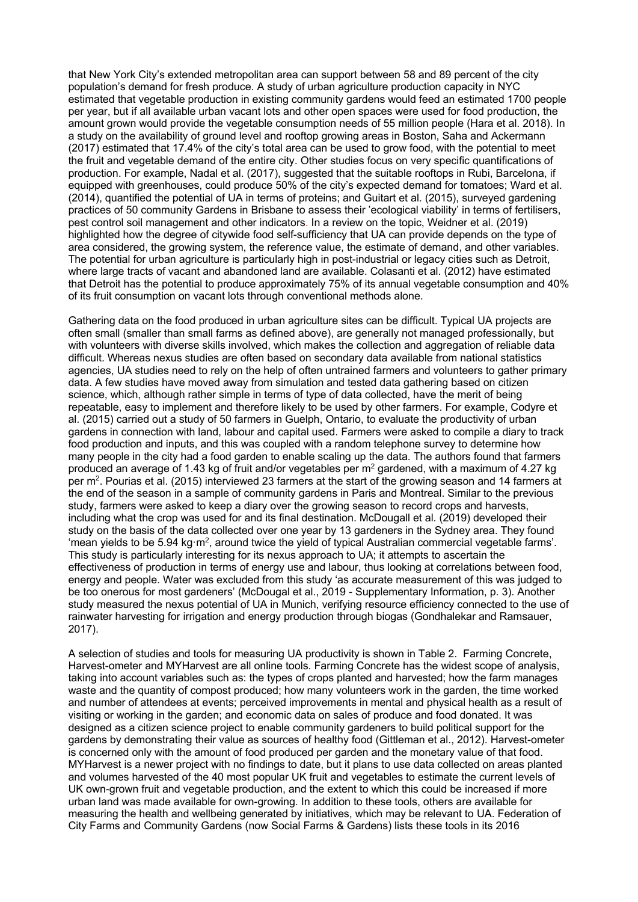that New York City's extended metropolitan area can support between 58 and 89 percent of the city population's demand for fresh produce. A study of urban agriculture production capacity in NYC estimated that vegetable production in existing community gardens would feed an estimated 1700 people per year, but if all available urban vacant lots and other open spaces were used for food production, the amount grown would provide the vegetable consumption needs of 55 million people (Hara et al. 2018). In a study on the availability of ground level and rooftop growing areas in Boston, Saha and Ackermann (2017) estimated that 17.4% of the city's total area can be used to grow food, with the potential to meet the fruit and vegetable demand of the entire city. Other studies focus on very specific quantifications of production. For example, Nadal et al. (2017), suggested that the suitable rooftops in Rubi, Barcelona, if equipped with greenhouses, could produce 50% of the city's expected demand for tomatoes; Ward et al. (2014), quantified the potential of UA in terms of proteins; and Guitart et al. (2015), surveyed gardening practices of 50 community Gardens in Brisbane to assess their 'ecological viability' in terms of fertilisers, pest control soil management and other indicators. In a review on the topic, Weidner et al. (2019) highlighted how the degree of citywide food self-sufficiency that UA can provide depends on the type of area considered, the growing system, the reference value, the estimate of demand, and other variables. The potential for urban agriculture is particularly high in post-industrial or legacy cities such as Detroit, where large tracts of vacant and abandoned land are available. Colasanti et al. (2012) have estimated that Detroit has the potential to produce approximately 75% of its annual vegetable consumption and 40% of its fruit consumption on vacant lots through conventional methods alone.

Gathering data on the food produced in urban agriculture sites can be difficult. Typical UA projects are often small (smaller than small farms as defined above), are generally not managed professionally, but with volunteers with diverse skills involved, which makes the collection and aggregation of reliable data difficult. Whereas nexus studies are often based on secondary data available from national statistics agencies, UA studies need to rely on the help of often untrained farmers and volunteers to gather primary data. A few studies have moved away from simulation and tested data gathering based on citizen science, which, although rather simple in terms of type of data collected, have the merit of being repeatable, easy to implement and therefore likely to be used by other farmers. For example, Codyre et al. (2015) carried out a study of 50 farmers in Guelph, Ontario, to evaluate the productivity of urban gardens in connection with land, labour and capital used. Farmers were asked to compile a diary to track food production and inputs, and this was coupled with a random telephone survey to determine how many people in the city had a food garden to enable scaling up the data. The authors found that farmers produced an average of 1.43 kg of fruit and/or vegetables per $m^2$ gardened, with a maximum of 4.27 kg per $m^2$. Pourias et al. (2015) interviewed 23 farmers at the start of the growing season and 14 farmers at the end of the season in a sample of community gardens in Paris and Montreal. Similar to the previous study, farmers were asked to keep a diary over the growing season to record crops and harvests, including what the crop was used for and its final destination. McDougall et al. (2019) developed their study on the basis of the data collected over one year by 13 gardeners in the Sydney area. They found 'mean yields to be 5.94 $kg \cdot m^2$, around twice the yield of typical Australian commercial vegetable farms'. This study is particularly interesting for its nexus approach to UA; it attempts to ascertain the effectiveness of production in terms of energy use and labour, thus looking at correlations between food, energy and people. Water was excluded from this study 'as accurate measurement of this was judged to be too onerous for most gardeners' (McDougal et al., 2019 - Supplementary Information, p. 3). Another study measured the nexus potential of UA in Munich, verifying resource efficiency connected to the use of rainwater harvesting for irrigation and energy production through biogas (Gondhalekar and Ramsauer, 2017).

A selection of studies and tools for measuring UA productivity is shown in Table 2. Farming Concrete, Harvest-ometer and MYHarvest are all online tools. Farming Concrete has the widest scope of analysis, taking into account variables such as: the types of crops planted and harvested; how the farm manages waste and the quantity of compost produced; how many volunteers work in the garden, the time worked and number of attendees at events; perceived improvements in mental and physical health as a result of visiting or working in the garden; and economic data on sales of produce and food donated. It was designed as a citizen science project to enable community gardeners to build political support for the gardens by demonstrating their value as sources of healthy food (Gittleman et al., 2012). Harvest-ometer is concerned only with the amount of food produced per garden and the monetary value of that food. MYHarvest is a newer project with no findings to date, but it plans to use data collected on areas planted and volumes harvested of the 40 most popular UK fruit and vegetables to estimate the current levels of UK own-grown fruit and vegetable production, and the extent to which this could be increased if more urban land was made available for own-growing. In addition to these tools, others are available for measuring the health and wellbeing generated by initiatives, which may be relevant to UA. Federation of City Farms and Community Gardens (now Social Farms & Gardens) lists these tools in its 2016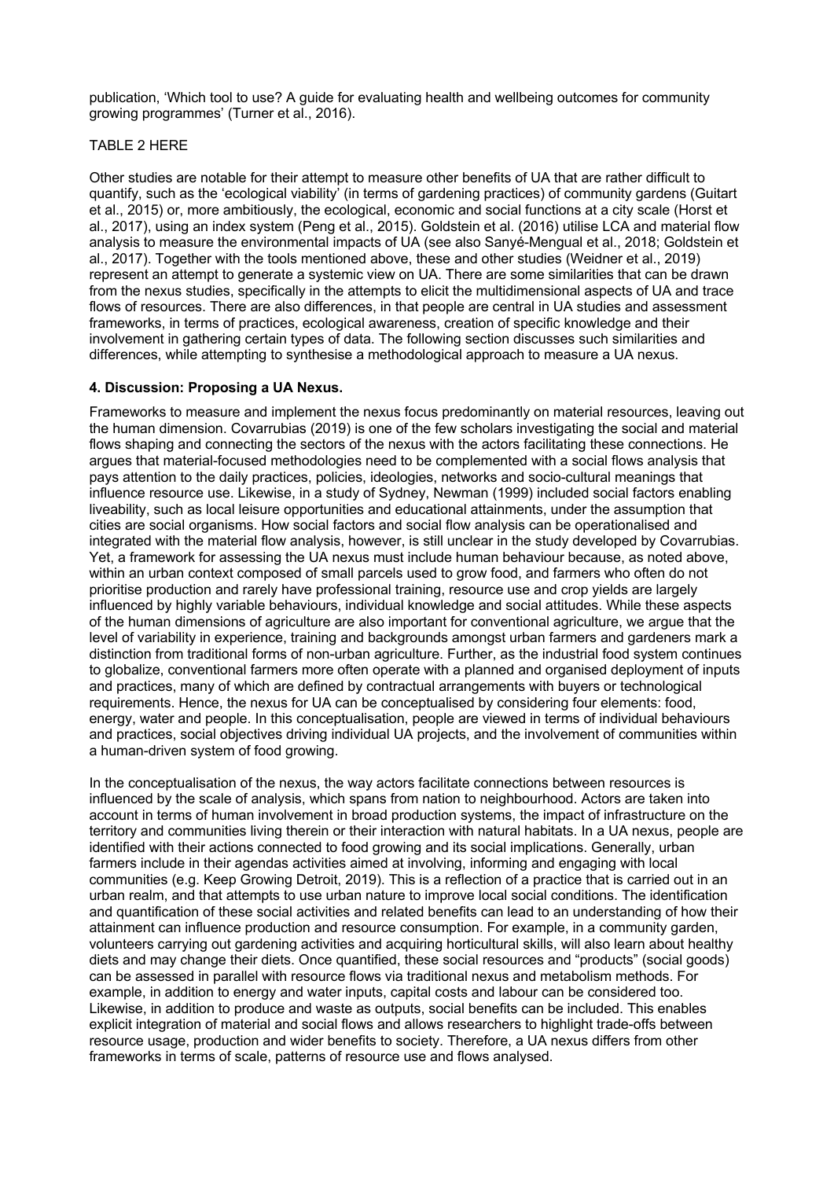publication, 'Which tool to use? A guide for evaluating health and wellbeing outcomes for community growing programmes' (Turner et al., 2016).

TABLE 2 HERE

Other studies are notable for their attempt to measure other benefits of UA that are rather difficult to quantify, such as the 'ecological viability' (in terms of gardening practices) of community gardens (Guitart et al., 2015) or, more ambitiously, the ecological, economic and social functions at a city scale (Horst et al., 2017), using an index system (Peng et al., 2015). Goldstein et al. (2016) utilise LCA and material flow analysis to measure the environmental impacts of UA (see also Sanyé-Mengual et al., 2018; Goldstein et al., 2017). Together with the tools mentioned above, these and other studies (Weidner et al., 2019) represent an attempt to generate a systemic view on UA. There are some similarities that can be drawn from the nexus studies, specifically in the attempts to elicit the multidimensional aspects of UA and trace flows of resources. There are also differences, in that people are central in UA studies and assessment frameworks, in terms of practices, ecological awareness, creation of specific knowledge and their involvement in gathering certain types of data. The following section discusses such similarities and differences, while attempting to synthesise a methodological approach to measure a UA nexus.

## 4. Discussion: Proposing a UA Nexus.

Frameworks to measure and implement the nexus focus predominantly on material resources, leaving out the human dimension. Covarrubias (2019) is one of the few scholars investigating the social and material flows shaping and connecting the sectors of the nexus with the actors facilitating these connections. He argues that material-focused methodologies need to be complemented with a social flows analysis that pays attention to the daily practices, policies, ideologies, networks and socio-cultural meanings that influence resource use. Likewise, in a study of Sydney, Newman (1999) included social factors enabling liveability, such as local leisure opportunities and educational attainments, under the assumption that cities are social organisms. How social factors and social flow analysis can be operationalised and integrated with the material flow analysis, however, is still unclear in the study developed by Covarrubias. Yet, a framework for assessing the UA nexus must include human behaviour because, as noted above, within an urban context composed of small parcels used to grow food, and farmers who often do not prioritise production and rarely have professional training, resource use and crop yields are largely influenced by highly variable behaviours, individual knowledge and social attitudes. While these aspects of the human dimensions of agriculture are also important for conventional agriculture, we argue that the level of variability in experience, training and backgrounds amongst urban farmers and gardeners mark a distinction from traditional forms of non-urban agriculture. Further, as the industrial food system continues to globalize, conventional farmers more often operate with a planned and organised deployment of inputs and practices, many of which are defined by contractual arrangements with buyers or technological requirements. Hence, the nexus for UA can be conceptualised by considering four elements: food, energy, water and people. In this conceptualisation, people are viewed in terms of individual behaviours and practices, social objectives driving individual UA projects, and the involvement of communities within a human-driven system of food growing.

In the conceptualisation of the nexus, the way actors facilitate connections between resources is influenced by the scale of analysis, which spans from nation to neighbourhood. Actors are taken into account in terms of human involvement in broad production systems, the impact of infrastructure on the territory and communities living therein or their interaction with natural habitats. In a UA nexus, people are identified with their actions connected to food growing and its social implications. Generally, urban farmers include in their agendas activities aimed at involving, informing and engaging with local communities (e.g. Keep Growing Detroit, 2019). This is a reflection of a practice that is carried out in an urban realm, and that attempts to use urban nature to improve local social conditions. The identification and quantification of these social activities and related benefits can lead to an understanding of how their attainment can influence production and resource consumption. For example, in a community garden, volunteers carrying out gardening activities and acquiring horticultural skills, will also learn about healthy diets and may change their diets. Once quantified, these social resources and "products" (social goods) can be assessed in parallel with resource flows via traditional nexus and metabolism methods. For example, in addition to energy and water inputs, capital costs and labour can be considered too. Likewise, in addition to produce and waste as outputs, social benefits can be included. This enables explicit integration of material and social flows and allows researchers to highlight trade-offs between resource usage, production and wider benefits to society. Therefore, a UA nexus differs from other frameworks in terms of scale, patterns of resource use and flows analysed.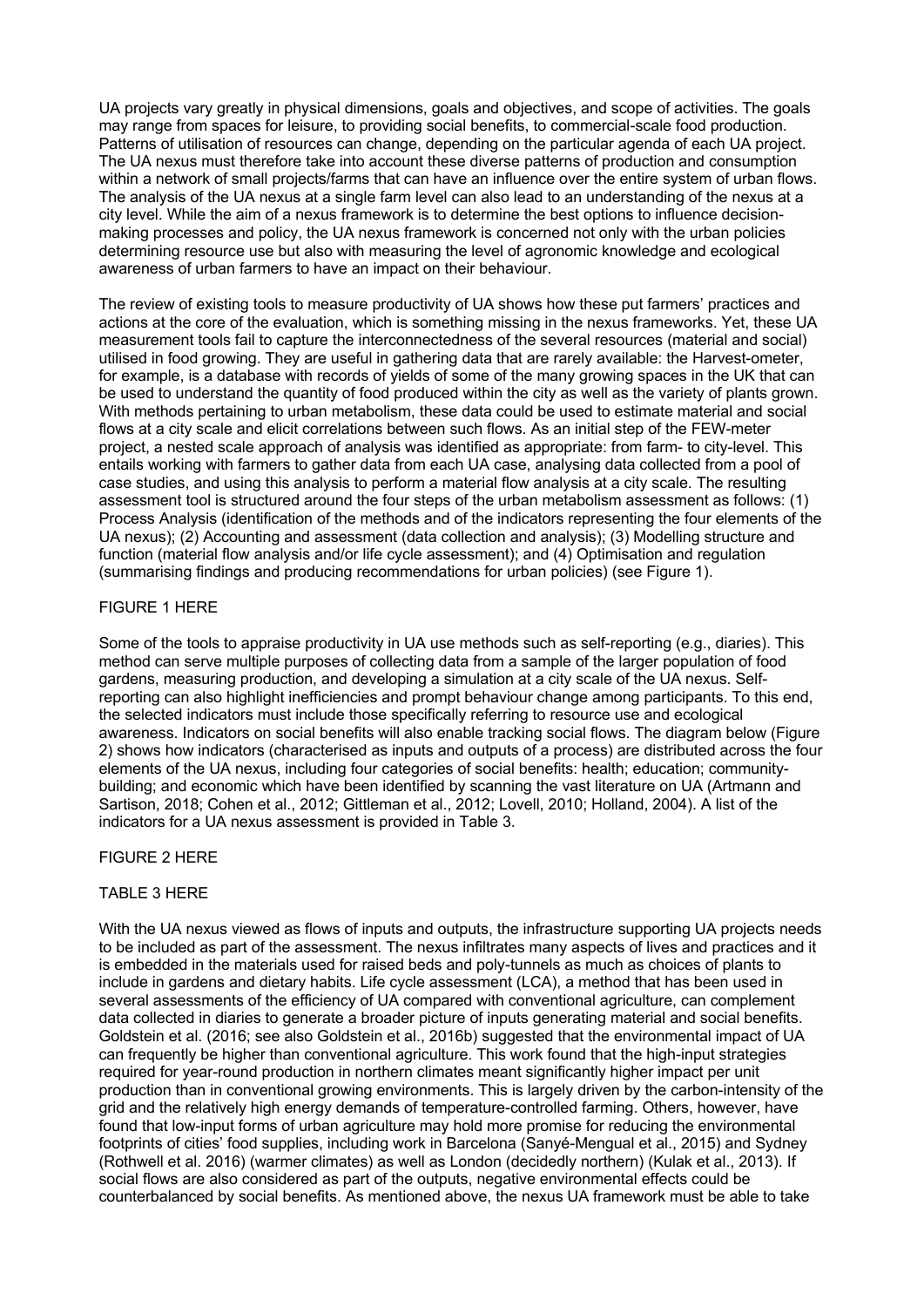UA projects vary greatly in physical dimensions, goals and objectives, and scope of activities. The goals may range from spaces for leisure, to providing social benefits, to commercial-scale food production. Patterns of utilisation of resources can change, depending on the particular agenda of each UA project. The UA nexus must therefore take into account these diverse patterns of production and consumption within a network of small projects/farms that can have an influence over the entire system of urban flows. The analysis of the UA nexus at a single farm level can also lead to an understanding of the nexus at a city level. While the aim of a nexus framework is to determine the best options to influence decision-making processes and policy, the UA nexus framework is concerned not only with the urban policies determining resource use but also with measuring the level of agronomic knowledge and ecological awareness of urban farmers to have an impact on their behaviour.

The review of existing tools to measure productivity of UA shows how these put farmers' practices and actions at the core of the evaluation, which is something missing in the nexus frameworks. Yet, these UA measurement tools fail to capture the interconnectedness of the several resources (material and social) utilised in food growing. They are useful in gathering data that are rarely available: the Harvest-ometer, for example, is a database with records of yields of some of the many growing spaces in the UK that can be used to understand the quantity of food produced within the city as well as the variety of plants grown. With methods pertaining to urban metabolism, these data could be used to estimate material and social flows at a city scale and elicit correlations between such flows. As an initial step of the FEW-meter project, a nested scale approach of analysis was identified as appropriate: from farm- to city-level. This entails working with farmers to gather data from each UA case, analysing data collected from a pool of case studies, and using this analysis to perform a material flow analysis at a city scale. The resulting assessment tool is structured around the four steps of the urban metabolism assessment as follows: (1) Process Analysis (identification of the methods and of the indicators representing the four elements of the UA nexus); (2) Accounting and assessment (data collection and analysis); (3) Modelling structure and function (material flow analysis and/or life cycle assessment); and (4) Optimisation and regulation (summarising findings and producing recommendations for urban policies) (see Figure 1).

FIGURE 1 HERE

Some of the tools to appraise productivity in UA use methods such as self-reporting (e.g., diaries). This method can serve multiple purposes of collecting data from a sample of the larger population of food gardens, measuring production, and developing a simulation at a city scale of the UA nexus. Self-reporting can also highlight inefficiencies and prompt behaviour change among participants. To this end, the selected indicators must include those specifically referring to resource use and ecological awareness. Indicators on social benefits will also enable tracking social flows. The diagram below (Figure 2) shows how indicators (characterised as inputs and outputs of a process) are distributed across the four elements of the UA nexus, including four categories of social benefits: health; education; community-building; and economic which have been identified by scanning the vast literature on UA (Artmann and Sartison, 2018; Cohen et al., 2012; Gittleman et al., 2012; Lovell, 2010; Holland, 2004). A list of the indicators for a UA nexus assessment is provided in Table 3.

FIGURE 2 HERE

TABLE 3 HERE

With the UA nexus viewed as flows of inputs and outputs, the infrastructure supporting UA projects needs to be included as part of the assessment. The nexus infiltrates many aspects of lives and practices and it is embedded in the materials used for raised beds and poly-tunnels as much as choices of plants to include in gardens and dietary habits. Life cycle assessment (LCA), a method that has been used in several assessments of the efficiency of UA compared with conventional agriculture, can complement data collected in diaries to generate a broader picture of inputs generating material and social benefits. Goldstein et al. (2016; see also Goldstein et al., 2016b) suggested that the environmental impact of UA can frequently be higher than conventional agriculture. This work found that the high-input strategies required for year-round production in northern climates meant significantly higher impact per unit production than in conventional growing environments. This is largely driven by the carbon-intensity of the grid and the relatively high energy demands of temperature-controlled farming. Others, however, have found that low-input forms of urban agriculture may hold more promise for reducing the environmental footprints of cities' food supplies, including work in Barcelona (Sanyé-Mengual et al., 2015) and Sydney (Rothwell et al. 2016) (warmer climates) as well as London (decidedly northern) (Kulak et al., 2013). If social flows are also considered as part of the outputs, negative environmental effects could be counterbalanced by social benefits. As mentioned above, the nexus UA framework must be able to take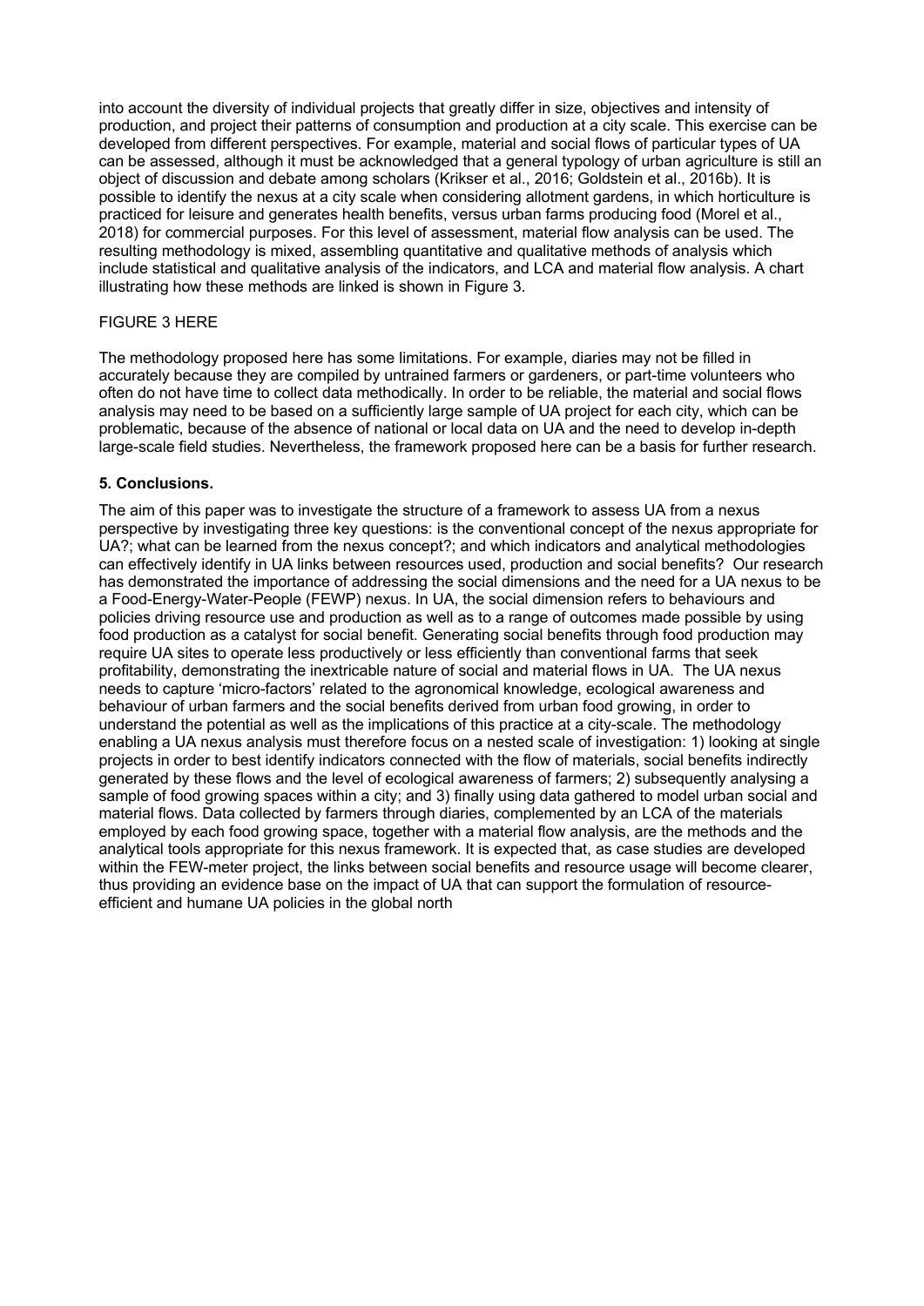into account the diversity of individual projects that greatly differ in size, objectives and intensity of production, and project their patterns of consumption and production at a city scale. This exercise can be developed from different perspectives. For example, material and social flows of particular types of UA can be assessed, although it must be acknowledged that a general typology of urban agriculture is still an object of discussion and debate among scholars (Krikser et al., 2016; Goldstein et al., 2016b). It is possible to identify the nexus at a city scale when considering allotment gardens, in which horticulture is practiced for leisure and generates health benefits, versus urban farms producing food (Morel et al., 2018) for commercial purposes. For this level of assessment, material flow analysis can be used. The resulting methodology is mixed, assembling quantitative and qualitative methods of analysis which include statistical and qualitative analysis of the indicators, and LCA and material flow analysis. A chart illustrating how these methods are linked is shown in Figure 3.

FIGURE 3 HERE

The methodology proposed here has some limitations. For example, diaries may not be filled in accurately because they are compiled by untrained farmers or gardeners, or part-time volunteers who often do not have time to collect data methodically. In order to be reliable, the material and social flows analysis may need to be based on a sufficiently large sample of UA project for each city, which can be problematic, because of the absence of national or local data on UA and the need to develop in-depth large-scale field studies. Nevertheless, the framework proposed here can be a basis for further research.

## 5. Conclusions.

The aim of this paper was to investigate the structure of a framework to assess UA from a nexus perspective by investigating three key questions: is the conventional concept of the nexus appropriate for UA?; what can be learned from the nexus concept?; and which indicators and analytical methodologies can effectively identify in UA links between resources used, production and social benefits? Our research has demonstrated the importance of addressing the social dimensions and the need for a UA nexus to be a Food-Energy-Water-People (FEWP) nexus. In UA, the social dimension refers to behaviours and policies driving resource use and production as well as to a range of outcomes made possible by using food production as a catalyst for social benefit. Generating social benefits through food production may require UA sites to operate less productively or less efficiently than conventional farms that seek profitability, demonstrating the inextricable nature of social and material flows in UA. The UA nexus needs to capture 'micro-factors' related to the agronomical knowledge, ecological awareness and behaviour of urban farmers and the social benefits derived from urban food growing, in order to understand the potential as well as the implications of this practice at a city-scale. The methodology enabling a UA nexus analysis must therefore focus on a nested scale of investigation: 1) looking at single projects in order to best identify indicators connected with the flow of materials, social benefits indirectly generated by these flows and the level of ecological awareness of farmers; 2) subsequently analysing a sample of food growing spaces within a city; and 3) finally using data gathered to model urban social and material flows. Data collected by farmers through diaries, complemented by an LCA of the materials employed by each food growing space, together with a material flow analysis, are the methods and the analytical tools appropriate for this nexus framework. It is expected that, as case studies are developed within the FEW-meter project, the links between social benefits and resource usage will become clearer, thus providing an evidence base on the impact of UA that can support the formulation of resource-efficient and humane UA policies in the global north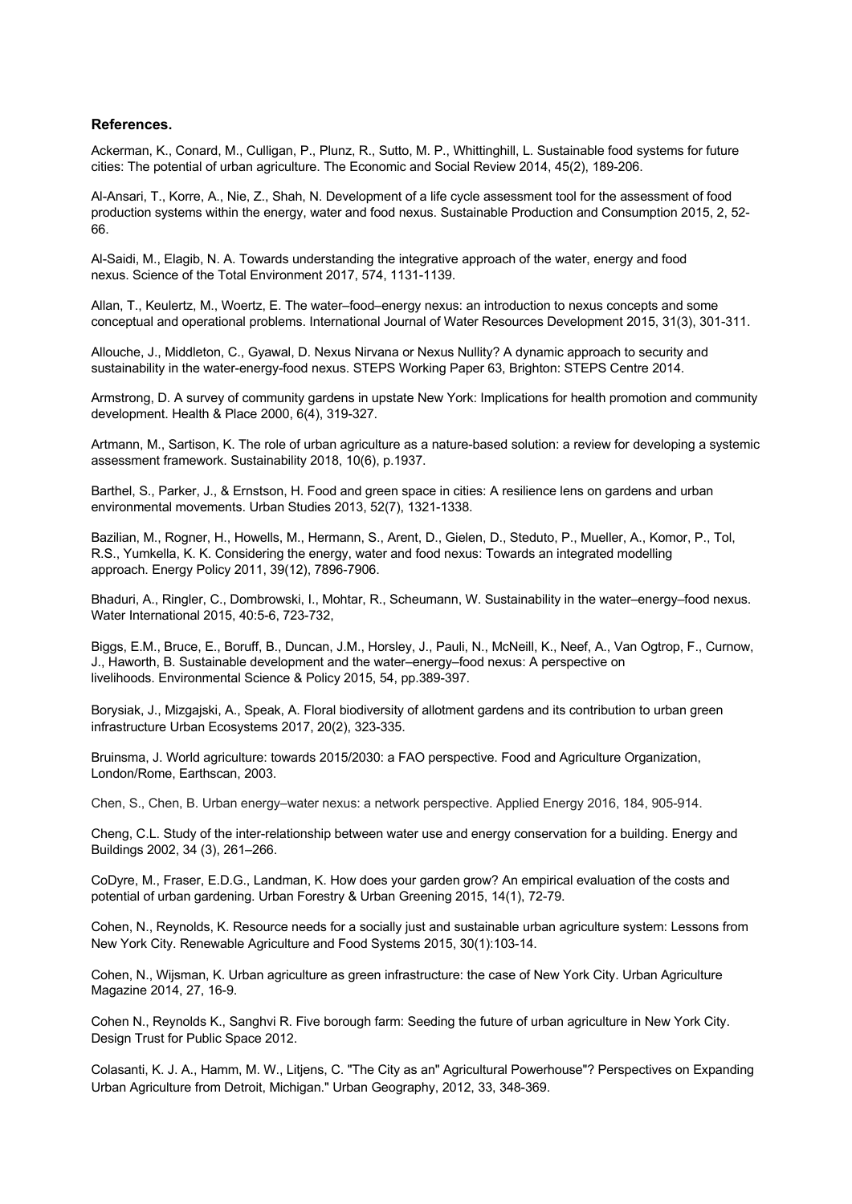**References.**

Ackerman, K., Conard, M., Culligan, P., Plunz, R., Sutto, M. P., Whittinghill, L. Sustainable food systems for future cities: The potential of urban agriculture. The Economic and Social Review 2014, 45(2), 189-206.

Al-Ansari, T., Korre, A., Nie, Z., Shah, N. Development of a life cycle assessment tool for the assessment of food production systems within the energy, water and food nexus. Sustainable Production and Consumption 2015, 2, 52-66.

Al-Saidi, M., Elagib, N. A. Towards understanding the integrative approach of the water, energy and food nexus. Science of the Total Environment 2017, 574, 1131-1139.

Allan, T., Keulertz, M., Woertz, E. The water–food–energy nexus: an introduction to nexus concepts and some conceptual and operational problems. International Journal of Water Resources Development 2015, 31(3), 301-311.

Allouche, J., Middleton, C., Gyawal, D. Nexus Nirvana or Nexus Nullity? A dynamic approach to security and sustainability in the water-energy-food nexus. STEPS Working Paper 63, Brighton: STEPS Centre 2014.

Armstrong, D. A survey of community gardens in upstate New York: Implications for health promotion and community development. Health & Place 2000, 6(4), 319-327.

Artmann, M., Sartison, K. The role of urban agriculture as a nature-based solution: a review for developing a systemic assessment framework. Sustainability 2018, 10(6), p.1937.

Barthel, S., Parker, J., & Ernstson, H. Food and green space in cities: A resilience lens on gardens and urban environmental movements. Urban Studies 2013, 52(7), 1321-1338.

Bazilian, M., Rogner, H., Howells, M., Hermann, S., Arent, D., Gielen, D., Steduto, P., Mueller, A., Komor, P., Tol, R.S., Yumkella, K. K. Considering the energy, water and food nexus: Towards an integrated modelling approach. Energy Policy 2011, 39(12), 7896-7906.

Bhaduri, A., Ringler, C., Dombrowski, I., Mohtar, R., Scheumann, W. Sustainability in the water–energy–food nexus. Water International 2015, 40:5-6, 723-732,

Biggs, E.M., Bruce, E., Boruff, B., Duncan, J.M., Horsley, J., Pauli, N., McNeill, K., Neef, A., Van Ogtrop, F., Curnow, J., Haworth, B. Sustainable development and the water–energy–food nexus: A perspective on livelihoods. Environmental Science & Policy 2015, 54, pp.389-397.

Borysiak, J., Mizgajski, A., Speak, A. Floral biodiversity of allotment gardens and its contribution to urban green infrastructure Urban Ecosystems 2017, 20(2), 323-335.

Bruinsma, J. World agriculture: towards 2015/2030: a FAO perspective. Food and Agriculture Organization, London/Rome, Earthscan, 2003.

Chen, S., Chen, B. Urban energy–water nexus: a network perspective. Applied Energy 2016, 184, 905-914.

Cheng, C.L. Study of the inter-relationship between water use and energy conservation for a building. Energy and Buildings 2002, 34 (3), 261–266.

CoDyre, M., Fraser, E.D.G., Landman, K. How does your garden grow? An empirical evaluation of the costs and potential of urban gardening. Urban Forestry & Urban Greening 2015, 14(1), 72-79.

Cohen, N., Reynolds, K. Resource needs for a socially just and sustainable urban agriculture system: Lessons from New York City. Renewable Agriculture and Food Systems 2015, 30(1):103-14.

Cohen, N., Wijsman, K. Urban agriculture as green infrastructure: the case of New York City. Urban Agriculture Magazine 2014, 27, 16-9.

Cohen N., Reynolds K., Sanghvi R. Five borough farm: Seeding the future of urban agriculture in New York City. Design Trust for Public Space 2012.

Colasanti, K. J. A., Hamm, M. W., Litjens, C. "The City as an" Agricultural Powerhouse"? Perspectives on Expanding Urban Agriculture from Detroit, Michigan." Urban Geography, 2012, 33, 348-369.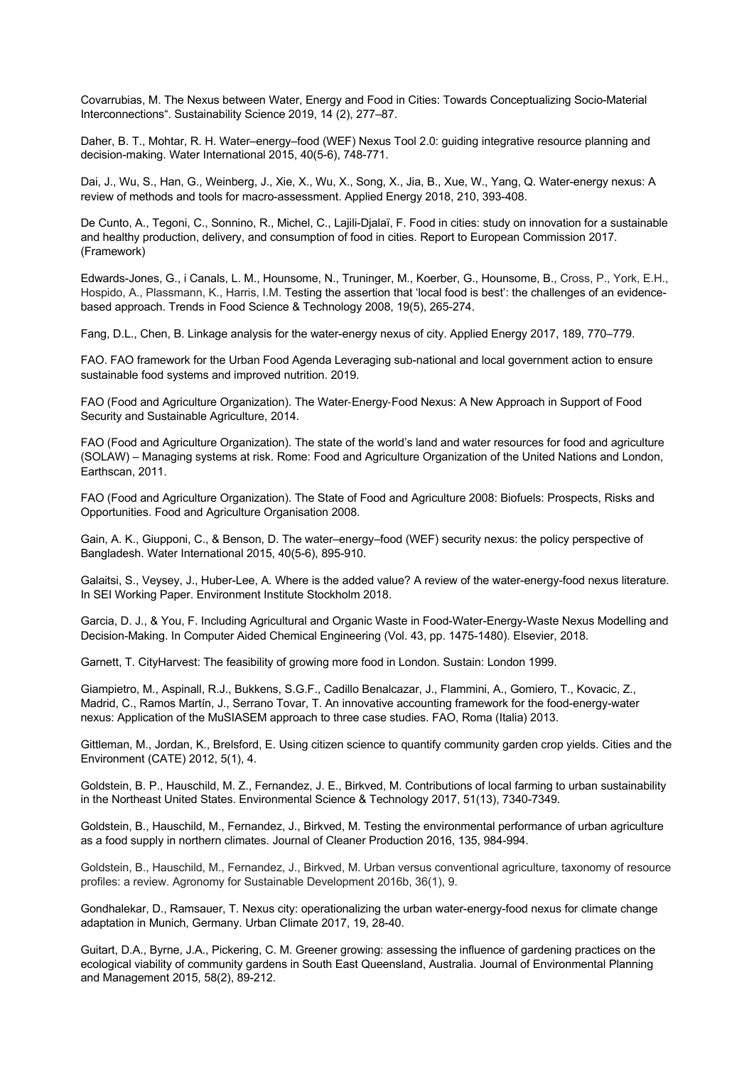Covarrubias, M. The Nexus between Water, Energy and Food in Cities: Towards Conceptualizing Socio-Material Interconnections“. Sustainability Science 2019, 14 (2), 277–87.

Daher, B. T., Mohtar, R. H. Water–energy–food (WEF) Nexus Tool 2.0: guiding integrative resource planning and decision-making. Water International 2015, 40(5-6), 748-771.

Dai, J., Wu, S., Han, G., Weinberg, J., Xie, X., Wu, X., Song, X., Jia, B., Xue, W., Yang, Q. Water-energy nexus: A review of methods and tools for macro-assessment. Applied Energy 2018, 210, 393-408.

De Cunto, A., Tegoni, C., Sonnino, R., Michel, C., Lajili-Djalaï, F. Food in cities: study on innovation for a sustainable and healthy production, delivery, and consumption of food in cities. Report to European Commission 2017. (Framework)

Edwards-Jones, G., i Canals, L. M., Hounsome, N., Truninger, M., Koerber, G., Hounsome, B., Cross, P., York, E.H., Hospido, A., Plassmann, K., Harris, I.M. Testing the assertion that ‘local food is best’: the challenges of an evidence-based approach. Trends in Food Science & Technology 2008, 19(5), 265-274.

Fang, D.L., Chen, B. Linkage analysis for the water-energy nexus of city. Applied Energy 2017, 189, 770–779.

FAO. FAO framework for the Urban Food Agenda Leveraging sub-national and local government action to ensure sustainable food systems and improved nutrition. 2019.

FAO (Food and Agriculture Organization). The Water-Energy-Food Nexus: A New Approach in Support of Food Security and Sustainable Agriculture, 2014.

FAO (Food and Agriculture Organization). The state of the world’s land and water resources for food and agriculture (SOLAW) – Managing systems at risk. Rome: Food and Agriculture Organization of the United Nations and London, Earthscan, 2011.

FAO (Food and Agriculture Organization). The State of Food and Agriculture 2008: Biofuels: Prospects, Risks and Opportunities. Food and Agriculture Organisation 2008.

Gain, A. K., Giupponi, C., & Benson, D. The water–energy–food (WEF) security nexus: the policy perspective of Bangladesh. Water International 2015, 40(5-6), 895-910.

Galaitsi, S., Veysey, J., Huber-Lee, A. Where is the added value? A review of the water-energy-food nexus literature. In SEI Working Paper. Environment Institute Stockholm 2018.

Garcia, D. J., & You, F. Including Agricultural and Organic Waste in Food-Water-Energy-Waste Nexus Modelling and Decision-Making. In Computer Aided Chemical Engineering (Vol. 43, pp. 1475-1480). Elsevier, 2018.

Garnett, T. CityHarvest: The feasibility of growing more food in London. Sustain: London 1999.

Giampietro, M., Aspinall, R.J., Bukkens, S.G.F., Cadillo Benalcazar, J., Flammini, A., Gomiero, T., Kovacic, Z., Madrid, C., Ramos Martín, J., Serrano Tovar, T. An innovative accounting framework for the food-energy-water nexus: Application of the MuSIASEM approach to three case studies. FAO, Roma (Italia) 2013.

Gittleman, M., Jordan, K., Brelsford, E. Using citizen science to quantify community garden crop yields. Cities and the Environment (CATE) 2012, 5(1), 4.

Goldstein, B. P., Hauschild, M. Z., Fernandez, J. E., Birkved, M. Contributions of local farming to urban sustainability in the Northeast United States. Environmental Science & Technology 2017, 51(13), 7340-7349.

Goldstein, B., Hauschild, M., Fernandez, J., Birkved, M. Testing the environmental performance of urban agriculture as a food supply in northern climates. Journal of Cleaner Production 2016, 135, 984-994.

Goldstein, B., Hauschild, M., Fernandez, J., Birkved, M. Urban versus conventional agriculture, taxonomy of resource profiles: a review. Agronomy for Sustainable Development 2016b, 36(1), 9.

Gondhalekar, D., Ramsauer, T. Nexus city: operationalizing the urban water-energy-food nexus for climate change adaptation in Munich, Germany. Urban Climate 2017, 19, 28-40.

Guitart, D.A., Byrne, J.A., Pickering, C. M. Greener growing: assessing the influence of gardening practices on the ecological viability of community gardens in South East Queensland, Australia. Journal of Environmental Planning and Management 2015, 58(2), 89-212.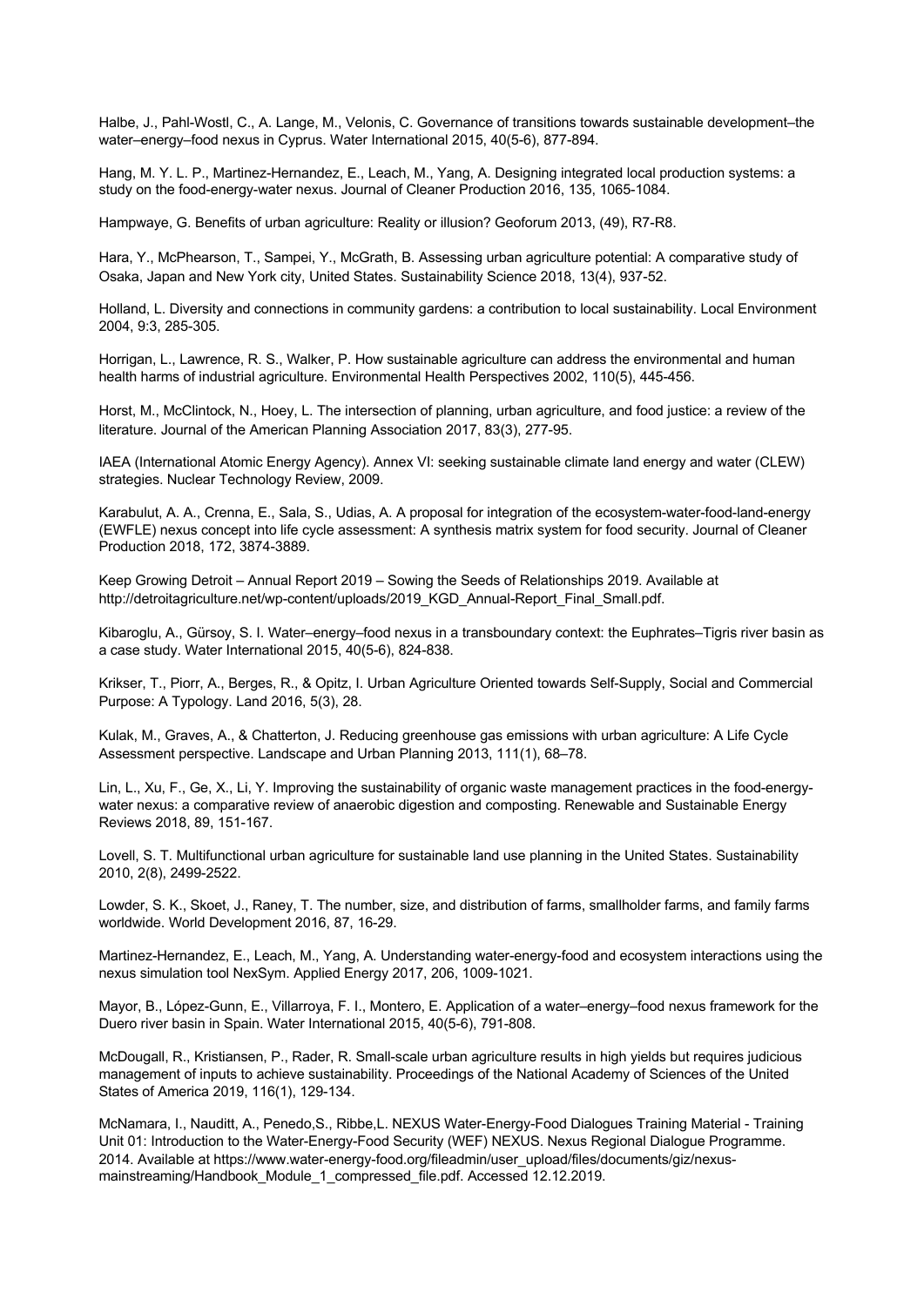Halbe, J., Pahl-Wostl, C., A. Lange, M., Velonis, C. Governance of transitions towards sustainable development–the water–energy–food nexus in Cyprus. Water International 2015, 40(5-6), 877-894.

Hang, M. Y. L. P., Martinez-Hernandez, E., Leach, M., Yang, A. Designing integrated local production systems: a study on the food-energy-water nexus. Journal of Cleaner Production 2016, 135, 1065-1084.

Hampwaye, G. Benefits of urban agriculture: Reality or illusion? Geoforum 2013, (49), R7-R8.

Hara, Y., McPhearson, T., Sampei, Y., McGrath, B. Assessing urban agriculture potential: A comparative study of Osaka, Japan and New York city, United States. Sustainability Science 2018, 13(4), 937-52.

Holland, L. Diversity and connections in community gardens: a contribution to local sustainability. Local Environment 2004, 9:3, 285-305.

Horrigan, L., Lawrence, R. S., Walker, P. How sustainable agriculture can address the environmental and human health harms of industrial agriculture. Environmental Health Perspectives 2002, 110(5), 445-456.

Horst, M., McClintock, N., Hoey, L. The intersection of planning, urban agriculture, and food justice: a review of the literature. Journal of the American Planning Association 2017, 83(3), 277-95.

IAEA (International Atomic Energy Agency). Annex VI: seeking sustainable climate land energy and water (CLEW) strategies. Nuclear Technology Review, 2009.

Karabulut, A. A., Crenna, E., Sala, S., Udias, A. A proposal for integration of the ecosystem-water-food-land-energy (EWFLE) nexus concept into life cycle assessment: A synthesis matrix system for food security. Journal of Cleaner Production 2018, 172, 3874-3889.

Keep Growing Detroit – Annual Report 2019 – Sowing the Seeds of Relationships 2019. Available at http://detroitagriculture.net/wp-content/uploads/2019_KGD_Annual-Report_Final_Small.pdf.

Kibaroglu, A., Gürsoy, S. I. Water–energy–food nexus in a transboundary context: the Euphrates–Tigris river basin as a case study. Water International 2015, 40(5-6), 824-838.

Krikser, T., Piorr, A., Berges, R., & Opitz, I. Urban Agriculture Oriented towards Self-Supply, Social and Commercial Purpose: A Typology. Land 2016, 5(3), 28.

Kulak, M., Graves, A., & Chatterton, J. Reducing greenhouse gas emissions with urban agriculture: A Life Cycle Assessment perspective. Landscape and Urban Planning 2013, 111(1), 68–78.

Lin, L., Xu, F., Ge, X., Li, Y. Improving the sustainability of organic waste management practices in the food-energy-water nexus: a comparative review of anaerobic digestion and composting. Renewable and Sustainable Energy Reviews 2018, 89, 151-167.

Lovell, S. T. Multifunctional urban agriculture for sustainable land use planning in the United States. Sustainability 2010, 2(8), 2499-2522.

Lowder, S. K., Skoet, J., Raney, T. The number, size, and distribution of farms, smallholder farms, and family farms worldwide. World Development 2016, 87, 16-29.

Martinez-Hernandez, E., Leach, M., Yang, A. Understanding water-energy-food and ecosystem interactions using the nexus simulation tool NexSym. Applied Energy 2017, 206, 1009-1021.

Mayor, B., López-Gunn, E., Villarroya, F. I., Montero, E. Application of a water–energy–food nexus framework for the Duero river basin in Spain. Water International 2015, 40(5-6), 791-808.

McDougall, R., Kristiansen, P., Rader, R. Small-scale urban agriculture results in high yields but requires judicious management of inputs to achieve sustainability. Proceedings of the National Academy of Sciences of the United States of America 2019, 116(1), 129-134.

McNamara, I., Nauditt, A., Penedo,S., Ribbe,L. NEXUS Water-Energy-Food Dialogues Training Material - Training Unit 01: Introduction to the Water-Energy-Food Security (WEF) NEXUS. Nexus Regional Dialogue Programme. 2014. Available at https://www.water-energy-food.org/fileadmin/user_upload/files/documents/giz/nexus-mainstreaming/Handbook_Module_1_compressed_file.pdf. Accessed 12.12.2019.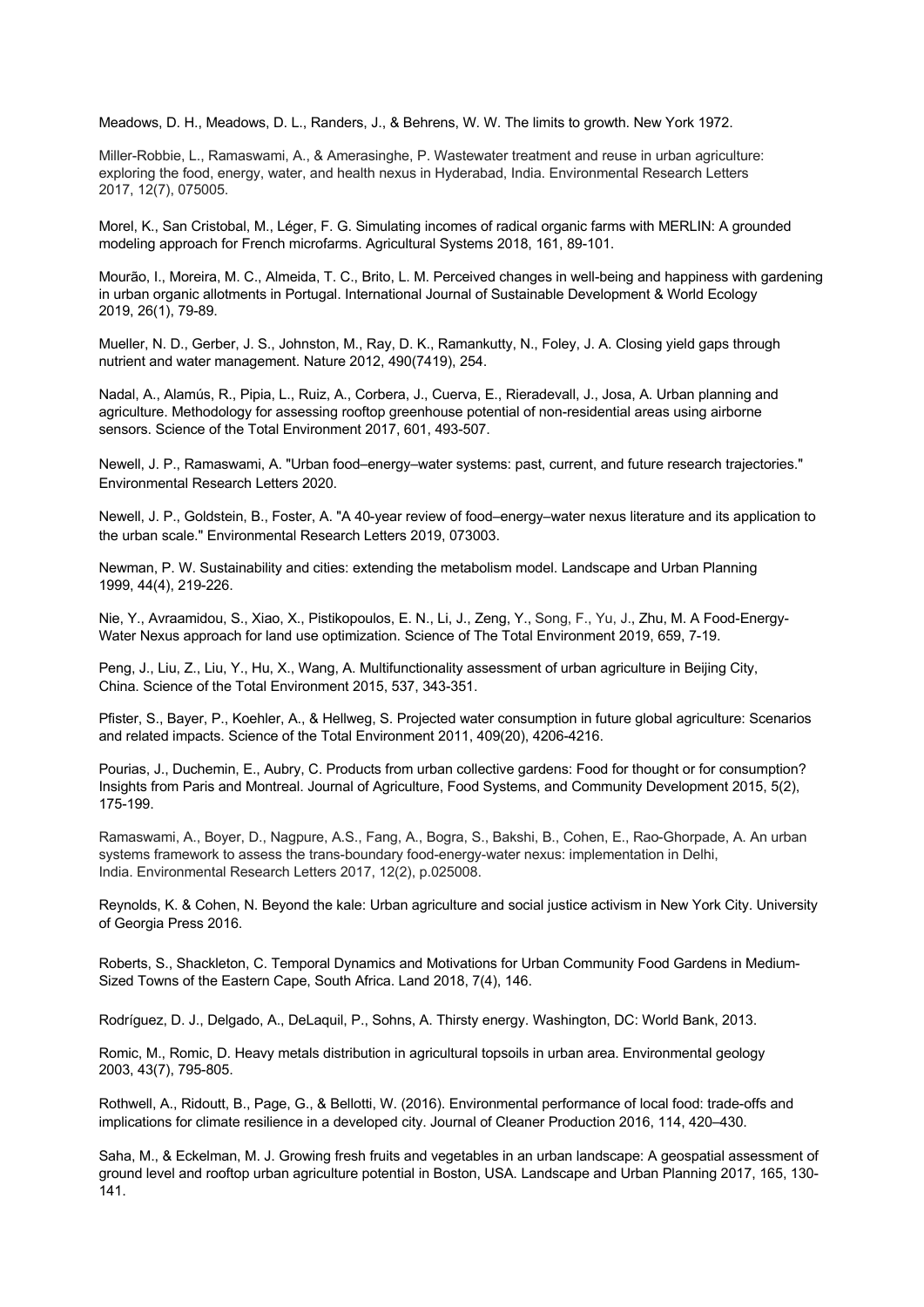Meadows, D. H., Meadows, D. L., Randers, J., & Behrens, W. W. The limits to growth. New York 1972.

Miller-Robbie, L., Ramaswami, A., & Amerasinghe, P. Wastewater treatment and reuse in urban agriculture: exploring the food, energy, water, and health nexus in Hyderabad, India. Environmental Research Letters 2017, 12(7), 075005.

Morel, K., San Cristobal, M., Léger, F. G. Simulating incomes of radical organic farms with MERLIN: A grounded modeling approach for French microfarms. Agricultural Systems 2018, 161, 89-101.

Mourão, I., Moreira, M. C., Almeida, T. C., Brito, L. M. Perceived changes in well-being and happiness with gardening in urban organic allotments in Portugal. International Journal of Sustainable Development & World Ecology 2019, 26(1), 79-89.

Mueller, N. D., Gerber, J. S., Johnston, M., Ray, D. K., Ramankutty, N., Foley, J. A. Closing yield gaps through nutrient and water management. Nature 2012, 490(7419), 254.

Nadal, A., Alamús, R., Pipia, L., Ruiz, A., Corbera, J., Cuerva, E., Rieradevall, J., Josa, A. Urban planning and agriculture. Methodology for assessing rooftop greenhouse potential of non-residential areas using airborne sensors. Science of the Total Environment 2017, 601, 493-507.

Newell, J. P., Ramaswami, A. "Urban food–energy–water systems: past, current, and future research trajectories." Environmental Research Letters 2020.

Newell, J. P., Goldstein, B., Foster, A. "A 40-year review of food–energy–water nexus literature and its application to the urban scale." Environmental Research Letters 2019, 073003.

Newman, P. W. Sustainability and cities: extending the metabolism model. Landscape and Urban Planning 1999, 44(4), 219-226.

Nie, Y., Avraamidou, S., Xiao, X., Pistikopoulos, E. N., Li, J., Zeng, Y., Song, F., Yu, J., Zhu, M. A Food-Energy-Water Nexus approach for land use optimization. Science of The Total Environment 2019, 659, 7-19.

Peng, J., Liu, Z., Liu, Y., Hu, X., Wang, A. Multifunctionality assessment of urban agriculture in Beijing City, China. Science of the Total Environment 2015, 537, 343-351.

Pfister, S., Bayer, P., Koehler, A., & Hellweg, S. Projected water consumption in future global agriculture: Scenarios and related impacts. Science of the Total Environment 2011, 409(20), 4206-4216.

Pourias, J., Duchemin, E., Aubry, C. Products from urban collective gardens: Food for thought or for consumption? Insights from Paris and Montreal. Journal of Agriculture, Food Systems, and Community Development 2015, 5(2), 175-199.

Ramaswami, A., Boyer, D., Nagpure, A.S., Fang, A., Bogra, S., Bakshi, B., Cohen, E., Rao-Ghorpade, A. An urban systems framework to assess the trans-boundary food-energy-water nexus: implementation in Delhi, India. Environmental Research Letters 2017, 12(2), p.025008.

Reynolds, K. & Cohen, N. Beyond the kale: Urban agriculture and social justice activism in New York City. University of Georgia Press 2016.

Roberts, S., Shackleton, C. Temporal Dynamics and Motivations for Urban Community Food Gardens in Medium-Sized Towns of the Eastern Cape, South Africa. Land 2018, 7(4), 146.

Rodríguez, D. J., Delgado, A., DeLaquil, P., Sohns, A. Thirsty energy. Washington, DC: World Bank, 2013.

Romic, M., Romic, D. Heavy metals distribution in agricultural topsoils in urban area. Environmental geology 2003, 43(7), 795-805.

Rothwell, A., Ridoutt, B., Page, G., & Bellotti, W. (2016). Environmental performance of local food: trade-offs and implications for climate resilience in a developed city. Journal of Cleaner Production 2016, 114, 420–430.

Saha, M., & Eckelman, M. J. Growing fresh fruits and vegetables in an urban landscape: A geospatial assessment of ground level and rooftop urban agriculture potential in Boston, USA. Landscape and Urban Planning 2017, 165, 130-141.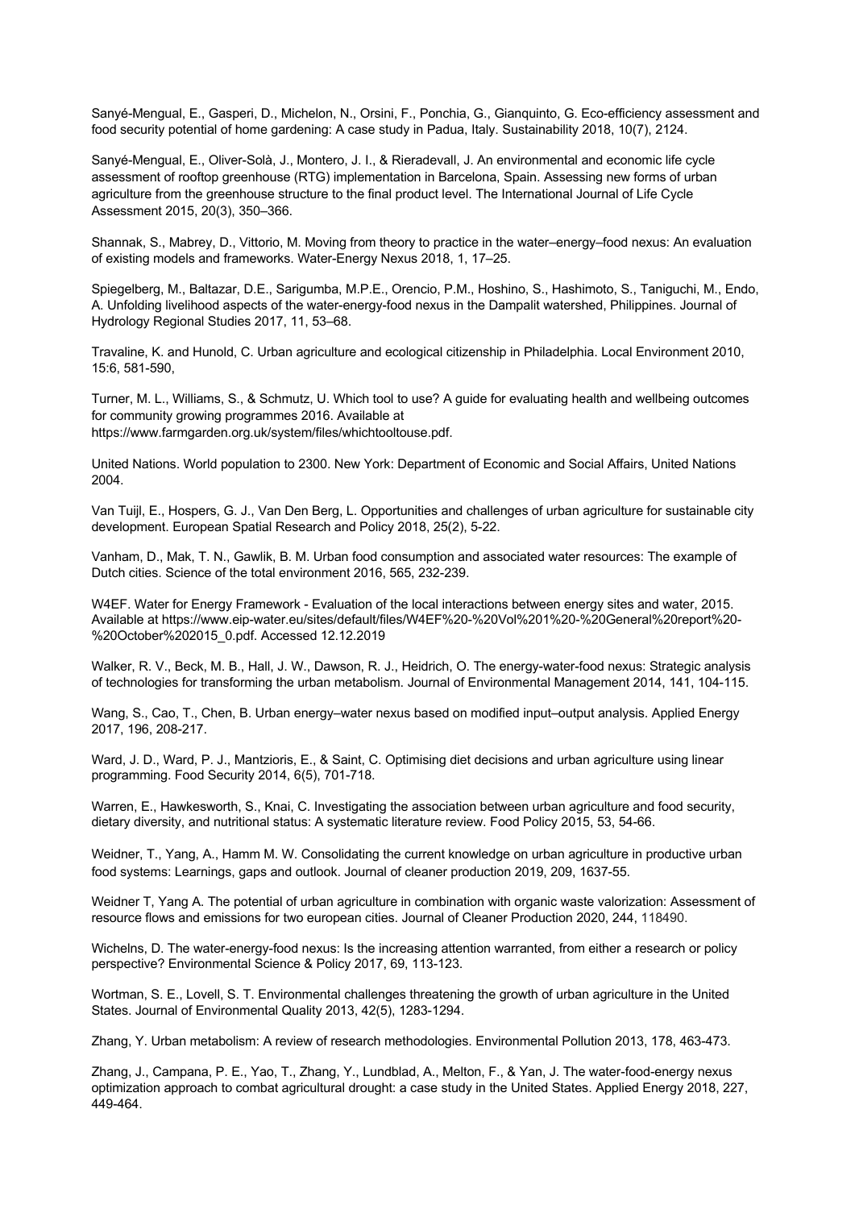Sanyé-Mengual, E., Gasperi, D., Michelon, N., Orsini, F., Ponchia, G., Gianquinto, G. Eco-efficiency assessment and food security potential of home gardening: A case study in Padua, Italy. Sustainability 2018, 10(7), 2124.

Sanyé-Mengual, E., Oliver-Solà, J., Montero, J. I., & Rieradevall, J. An environmental and economic life cycle assessment of rooftop greenhouse (RTG) implementation in Barcelona, Spain. Assessing new forms of urban agriculture from the greenhouse structure to the final product level. The International Journal of Life Cycle Assessment 2015, 20(3), 350–366.

Shannak, S., Mabrey, D., Vittorio, M. Moving from theory to practice in the water–energy–food nexus: An evaluation of existing models and frameworks. Water-Energy Nexus 2018, 1, 17–25.

Spiegelberg, M., Baltazar, D.E., Sarigumba, M.P.E., Orencio, P.M., Hoshino, S., Hashimoto, S., Taniguchi, M., Endo, A. Unfolding livelihood aspects of the water-energy-food nexus in the Dampalit watershed, Philippines. Journal of Hydrology Regional Studies 2017, 11, 53–68.

Travaline, K. and Hunold, C. Urban agriculture and ecological citizenship in Philadelphia. Local Environment 2010, 15:6, 581-590,

Turner, M. L., Williams, S., & Schmutz, U. Which tool to use? A guide for evaluating health and wellbeing outcomes for community growing programmes 2016. Available at https://www.farmgarden.org.uk/system/files/whichtooltouse.pdf.

United Nations. World population to 2300. New York: Department of Economic and Social Affairs, United Nations 2004.

Van Tuijl, E., Hospers, G. J., Van Den Berg, L. Opportunities and challenges of urban agriculture for sustainable city development. European Spatial Research and Policy 2018, 25(2), 5-22.

Vanham, D., Mak, T. N., Gawlik, B. M. Urban food consumption and associated water resources: The example of Dutch cities. Science of the total environment 2016, 565, 232-239.

W4EF. Water for Energy Framework - Evaluation of the local interactions between energy sites and water, 2015. Available at https://www.eip-water.eu/sites/default/files/W4EF%20-%20Vol%201%20-%20General%20report%20-%20October%202015_0.pdf. Accessed 12.12.2019

Walker, R. V., Beck, M. B., Hall, J. W., Dawson, R. J., Heidrich, O. The energy-water-food nexus: Strategic analysis of technologies for transforming the urban metabolism. Journal of Environmental Management 2014, 141, 104-115.

Wang, S., Cao, T., Chen, B. Urban energy–water nexus based on modified input–output analysis. Applied Energy 2017, 196, 208-217.

Ward, J. D., Ward, P. J., Mantzioris, E., & Saint, C. Optimising diet decisions and urban agriculture using linear programming. Food Security 2014, 6(5), 701-718.

Warren, E., Hawkesworth, S., Knai, C. Investigating the association between urban agriculture and food security, dietary diversity, and nutritional status: A systematic literature review. Food Policy 2015, 53, 54-66.

Weidner, T., Yang, A., Hamm M. W. Consolidating the current knowledge on urban agriculture in productive urban food systems: Learnings, gaps and outlook. Journal of cleaner production 2019, 209, 1637-55.

Weidner T, Yang A. The potential of urban agriculture in combination with organic waste valorization: Assessment of resource flows and emissions for two european cities. Journal of Cleaner Production 2020, 244, 118490.

Wichelns, D. The water-energy-food nexus: Is the increasing attention warranted, from either a research or policy perspective? Environmental Science & Policy 2017, 69, 113-123.

Wortman, S. E., Lovell, S. T. Environmental challenges threatening the growth of urban agriculture in the United States. Journal of Environmental Quality 2013, 42(5), 1283-1294.

Zhang, Y. Urban metabolism: A review of research methodologies. Environmental Pollution 2013, 178, 463-473.

Zhang, J., Campana, P. E., Yao, T., Zhang, Y., Lundblad, A., Melton, F., & Yan, J. The water-food-energy nexus optimization approach to combat agricultural drought: a case study in the United States. Applied Energy 2018, 227, 449-464.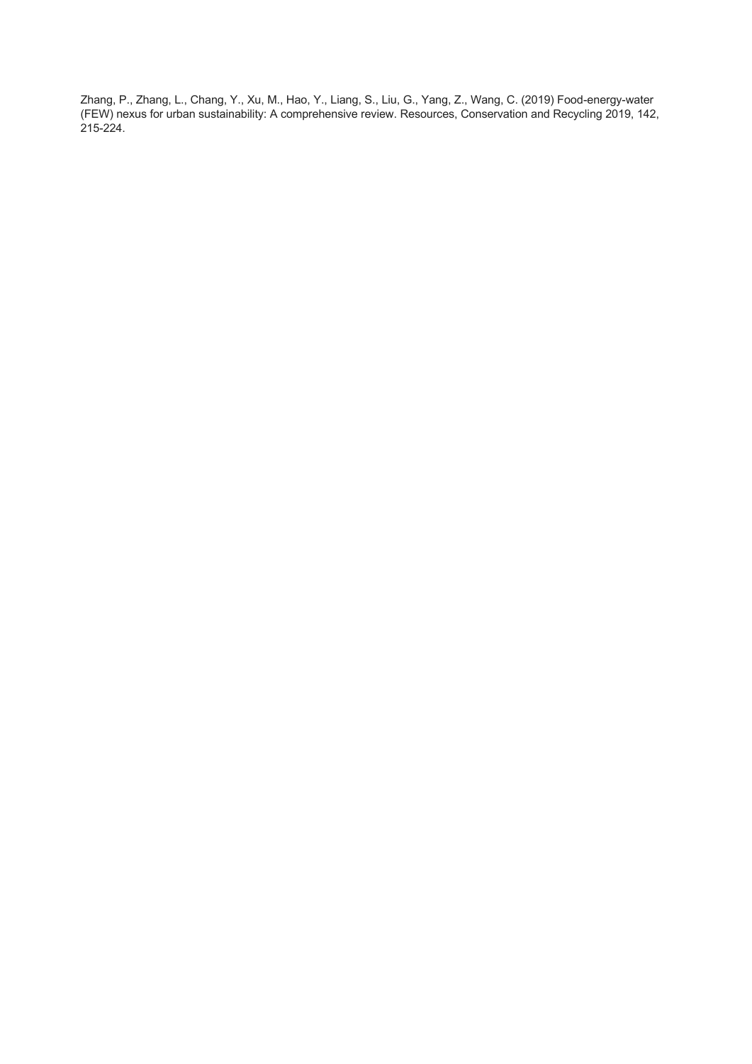Zhang, P., Zhang, L., Chang, Y., Xu, M., Hao, Y., Liang, S., Liu, G., Yang, Z., Wang, C. (2019) Food-energy-water (FEW) nexus for urban sustainability: A comprehensive review. Resources, Conservation and Recycling 2019, 142, 215-224.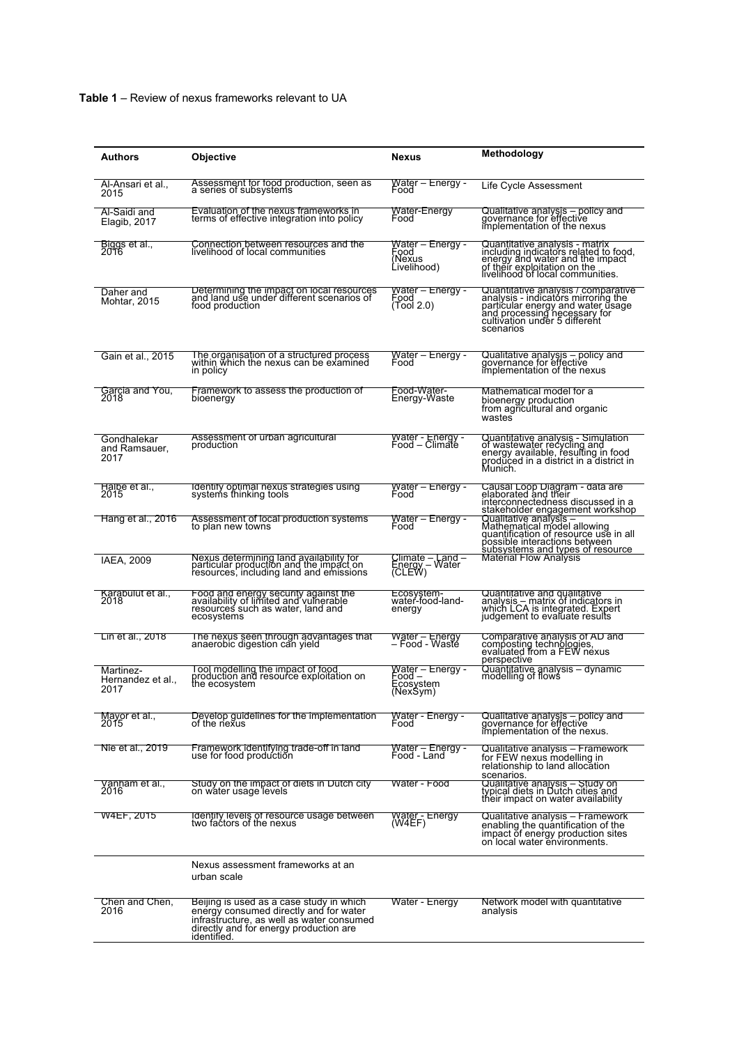**Table 1** – Review of nexus frameworks relevant to UA

| Authors | Objective | Nexus | Methodology |
|---|---|---|---|
| Al-Ansari et al., 2015 | Assessment for food production, seen as a series of subsystems | Water – Energy - Food | Life Cycle Assessment |
| Al-Saidi and Elagib, 2017 | Evaluation of the nexus frameworks in terms of effective integration into policy | Water-Energy Food | Qualitative analysis – policy and governance for effective implementation of the nexus |
| Biggs et al., 2016 | Connection between resources and the livelihood of local communities | Water – Energy - Food (Nexus Livelihood) | Quantitative analysis - matrix including indicators related to food, energy and water and the impact of their exploitation on the livelihood of local communities. |
| Daher and Mohtar, 2015 | Determining the impact on local resources and land use under different scenarios of food production | Water – Energy - Food (Tool 2.0) | Quantitative analysis / comparative analysis - indicators mirroring the particular energy and water usage and processing necessary for cultivation under 5 different scenarios |
| Gain et al., 2015 | The organisation of a structured process within which the nexus can be examined in policy | Water – Energy - Food | Qualitative analysis – policy and governance for effective implementation of the nexus |
| Garcia and You, 2018 | Framework to assess the production of bioenergy | Food-Water-Energy-Waste | Mathematical model for a bioenergy production from agricultural and organic wastes |
| Gondhalekar and Ramsauer, 2017 | Assessment of urban agricultural production | Water - Energy - Food – Climate | Quantitative analysis - Simulation of wastewater recycling and energy available, resulting in food produced in a district in a district in Munich. |
| Halbe et al., 2015 | Identify optimal nexus strategies using systems thinking tools | Water – Energy - Food | Causal Loop Diagram - data are elaborated and their interconnectedness discussed in a stakeholder engagement workshop |
| Hang et al., 2016 | Assessment of local production systems to plan new towns | Water – Energy - Food | Qualitative analysis – Mathematical model allowing quantification of resource use in all possible interactions between subsystems and types of resource |
| IAEA, 2009 | Nexus determining land availability for particular production and the impact on resources, including land and emissions | Climate – Land – Energy – Water (CLEW) | Material Flow Analysis |
| Karabulut et al., 2018 | Food and energy security against the availability of limited and vulnerable resources such as water, land and ecosystems | Ecosystem-water-food-land-energy | Quantitative and qualitative analysis – matrix of indicators in which LCA is integrated. Expert judgement to evaluate results |
| Lin et al., 2018 | The nexus seen through advantages that anaerobic digestion can yield | Water – Energy – Food - Waste | Comparative analysis of AD and composting technologies, evaluated from a FEW nexus perspective |
| Martinez-Hernandez et al., 2017 | Tool modelling the impact of food production and resource exploitation on the ecosystem | Water – Energy - Food – Ecosystem (NexSym) | Quantitative analysis – dynamic modelling of flows |
| Mayor et al., 2015 | Develop guidelines for the implementation of the nexus | Water - Energy - Food | Qualitative analysis – policy and governance for effective implementation of the nexus. |
| Nie et al., 2019 | Framework identifying trade-off in land use for food production | Water – Energy - Food - Land | Qualitative analysis – Framework for FEW nexus modelling in relationship to land allocation scenarios. |
| Vanham et al., 2016 | Study on the impact of diets in Dutch city on water usage levels | Water - Food | Qualitative analysis – Study on typical diets in Dutch cities and their impact on water availability |
| W4EF, 2015 | Identify levels of resource usage between two factors of the nexus | Water - Energy (W4EF) | Qualitative analysis – Framework enabling the quantification of the impact of energy production sites on local water environments. |
| | Nexus assessment frameworks at an urban scale | | |
| Chen and Chen, 2016 | Beijing is used as a case study in which energy consumed directly and for water infrastructure, as well as water consumed directly and for energy production are identified. | Water - Energy | Network model with quantitative analysis |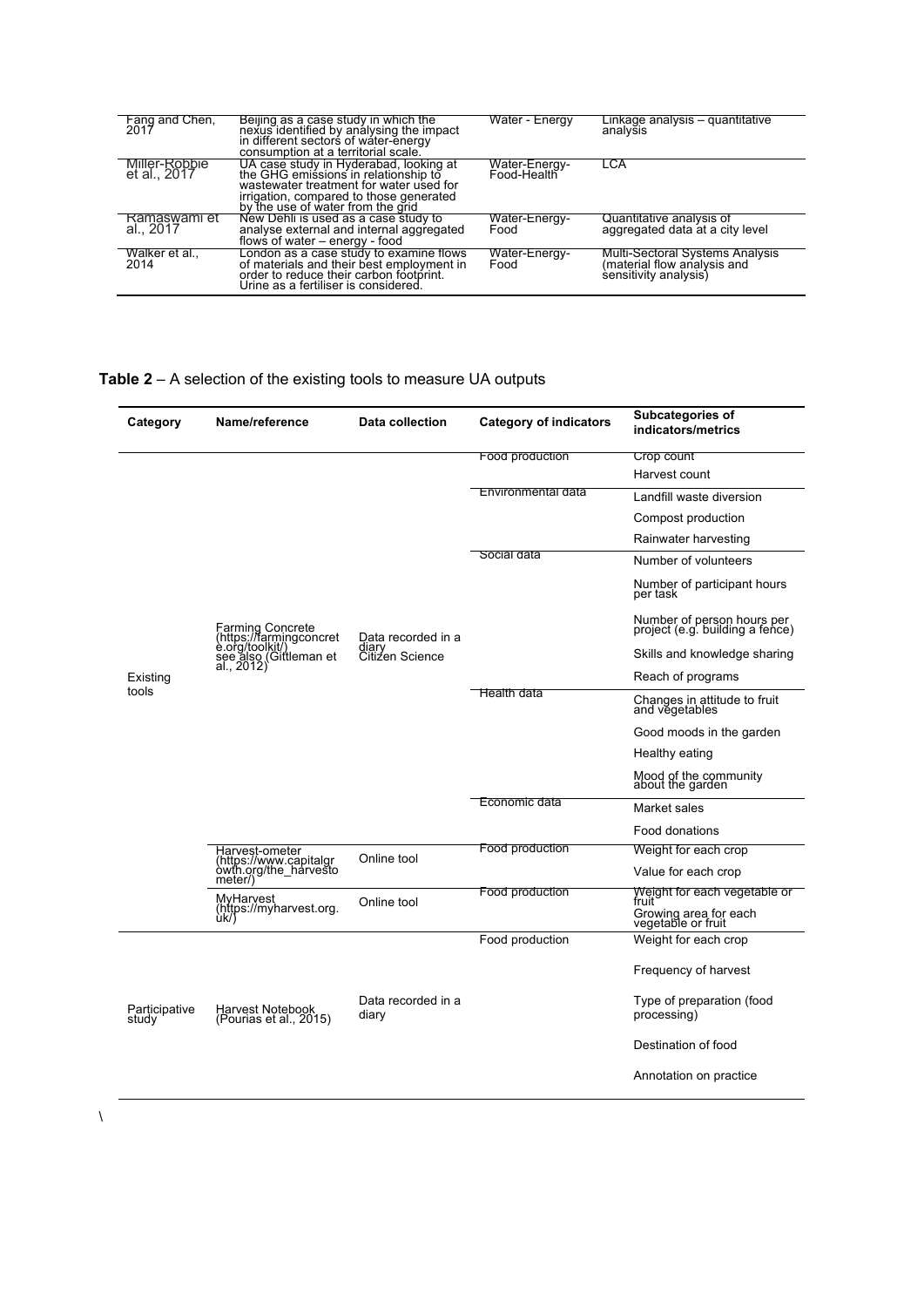| | | | |
|---|---|---|---|
| Fang and Chen, 2017 | Beijing as a case study in which the nexus identified by analysing the impact in different sectors of water-energy consumption at a territorial scale. | Water - Energy | Linkage analysis – quantitative analysis |
| Miller-Robbie et al., 2017 | UA case study in Hyderabad, looking at the GHG emissions in relationship to wastewater treatment for water used for irrigation, compared to those generated by the use of water from the grid | Water-Energy-Food-Health | LCA |
| Ramaswami et al., 2017 | New Dehli is used as a case study to analyse external and internal aggregated flows of water – energy - food | Water-Energy-Food | Quantitative analysis of aggregated data at a city level |
| Walker et al., 2014 | London as a case study to examine flows of materials and their best employment in order to reduce their carbon footprint. Urine as a fertiliser is considered. | Water-Energy-Food | Multi-Sectoral Systems Analysis (material flow analysis and sensitivity analysis) |

**Table 2** – A selection of the existing tools to measure UA outputs

| Category | Name/reference | Data collection | Category of indicators | Subcategories of indicators/metrics |
|---|---|---|---|---|
| Existing tools | Farming Concrete (https://farmingconcrete.org/toolkit/) see also (Gittleman et al., 2012) | Data recorded in a diary Citizen Science | Food production | Crop count |
| | | | | Harvest count |
| | | | Environmental data | Landfill waste diversion |
| | | | | Compost production |
| | | | | Rainwater harvesting |
| | | | Social data | Number of volunteers |
| | | | | Number of participant hours per task |
| | | | | Number of person hours per project (e.g. building a fence) |
| | | | | Skills and knowledge sharing |
| | | | | Reach of programs |
| | | | Health data | Changes in attitude to fruit and vegetables |
| | | | | Good moods in the garden |
| | | | | Healthy eating |
| | | | | Mood of the community about the garden |
| | | | Economic data | Market sales |
| | | | | Food donations |
| | Harvest-ometer (https://www.capitalgrowth.org/the_harvestometer/) | Online tool | Food production | Weight for each crop |
| | | | | Value for each crop |
| | MyHarvest (https://myharvest.org.uk/) | Online tool | Food production | Weight for each vegetable or fruit |
| | | | | Growing area for each vegetable or fruit |
| Participative study | Harvest Notebook (Pourias et al., 2015) | Data recorded in a diary | Food production | Weight for each crop |
| | | | | Frequency of harvest |
| | | | | Type of preparation (food processing) |
| | | | | Destination of food |
| | | | | Annotation on practice |

\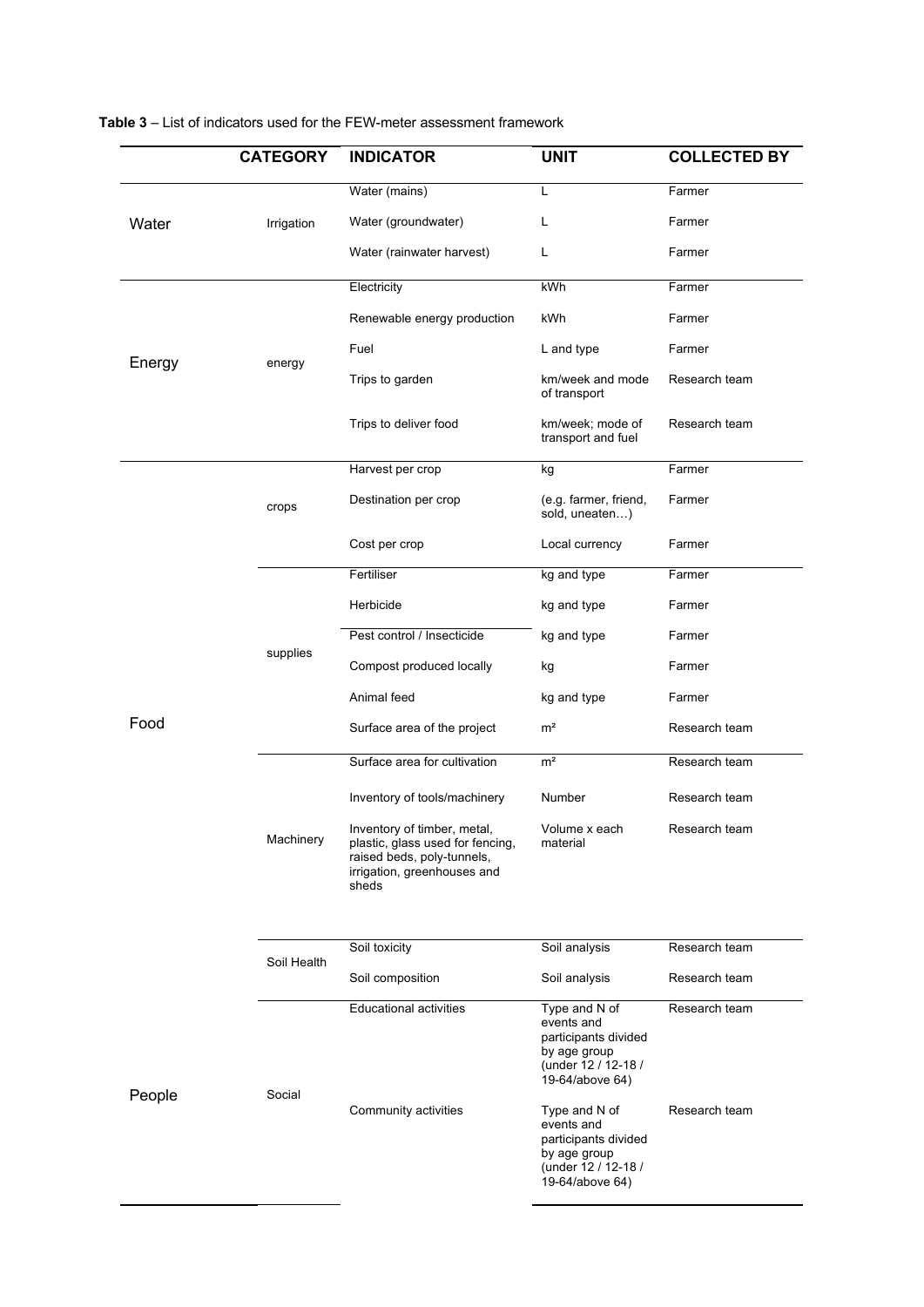**Table 3** – List of indicators used for the FEW-meter assessment framework

| | CATEGORY | INDICATOR | UNIT | COLLECTED BY |
|---|---|---|---|---|
| Water | Irrigation | Water (mains) | L | Farmer |
| | | Water (groundwater) | L | Farmer |
| | | Water (rainwater harvest) | L | Farmer |
| Energy | energy | Electricity | kWh | Farmer |
| | | Renewable energy production | kWh | Farmer |
| | | Fuel | L and type | Farmer |
| | | Trips to garden | km/week and mode of transport | Research team |
| | | Trips to deliver food | km/week; mode of transport and fuel | Research team |
| Food | crops | Harvest per crop | kg | Farmer |
| | | Destination per crop | (e.g. farmer, friend, sold, uneaten…) | Farmer |
| | | Cost per crop | Local currency | Farmer |
| | supplies | Fertiliser | kg and type | Farmer |
| | | Herbicide | kg and type | Farmer |
| | | Pest control / Insecticide | kg and type | Farmer |
| | | Compost produced locally | kg | Farmer |
| | | Animal feed | kg and type | Farmer |
| | | Surface area of the project | m² | Research team |
| | Machinery | Surface area for cultivation | m² | Research team |
| | | Inventory of tools/machinery | Number | Research team |
| | | Inventory of timber, metal, plastic, glass used for fencing, raised beds, poly-tunnels, irrigation, greenhouses and sheds | Volume x each material | Research team |
| | Soil Health | Soil toxicity | Soil analysis | Research team |
| | | Soil composition | Soil analysis | Research team |
| People | Social | Educational activities | Type and N of events and participants divided by age group (under 12 / 12-18 / 19-64/above 64) | Research team |
| | | Community activities | Type and N of events and participants divided by age group (under 12 / 12-18 / 19-64/above 64) | Research team |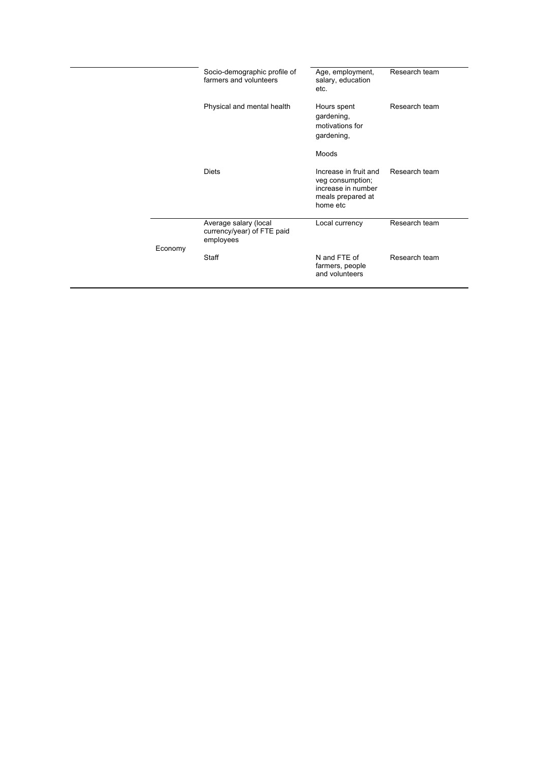| | | | | |
|---|---|---|---|---|
| | | Socio-demographic profile of farmers and volunteers | Age, employment, salary, education etc. | Research team |
| | | Physical and mental health | Hours spent gardening, motivations for gardening,<br><br>Moods | Research team |
| | | Diets | Increase in fruit and veg consumption; increase in number meals prepared at home etc | Research team |
| | Economy | Average salary (local currency/year) of FTE paid employees | Local currency | Research team |
| | | Staff | N and FTE of farmers, people and volunteers | Research team |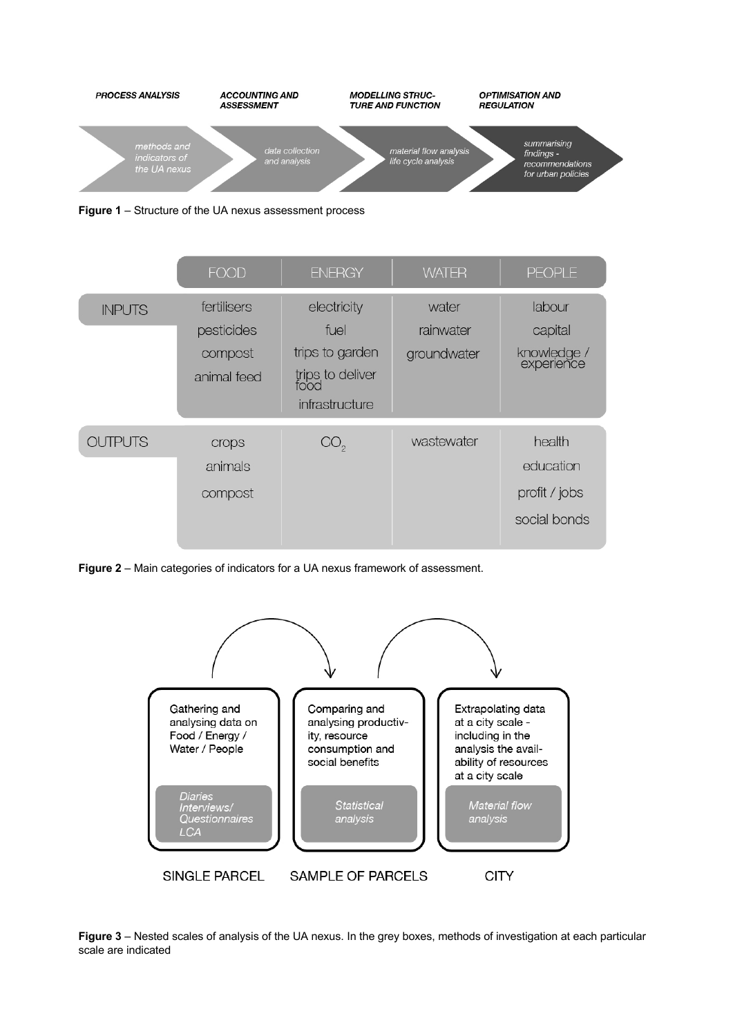PROCESS ANALYSIS

ACCOUNTING AND ASSESSMENT

MODELLING STRUCTURE AND FUNCTION

OPTIMISATION AND REGULATION

methods and indicators of the UA nexus

data collection and analysis

material flow analysis life cycle analysis

summarising findings - recommendations for urban policies

**Figure 1** – Structure of the UA nexus assessment process

| | FOOD | ENERGY | WATER | PEOPLE |
|---|---|---|---|---|
| INPUTS | fertilisers, pesticides, compost, animal feed | electricity, fuel, trips to garden, trips to deliver food, infrastructure | water, rainwater, groundwater | labour, capital, knowledge / experience |
| OUTPUTS | crops, animals, compost | $CO_2$ | wastewater | health, education, profit / jobs, social bonds |

**Figure 2** – Main categories of indicators for a UA nexus framework of assessment.

Gathering and analysing data on Food / Energy / Water / People

Diaries
Interviews/ Questionnaires
LCA

SINGLE PARCEL

Comparing and analysing productivity, resource consumption and social benefits

Statistical analysis

SAMPLE OF PARCELS

Extrapolating data at a city scale - including in the analysis the availability of resources at a city scale

Material flow analysis

CITY

**Figure 3** – Nested scales of analysis of the UA nexus. In the grey boxes, methods of investigation at each particular scale are indicated